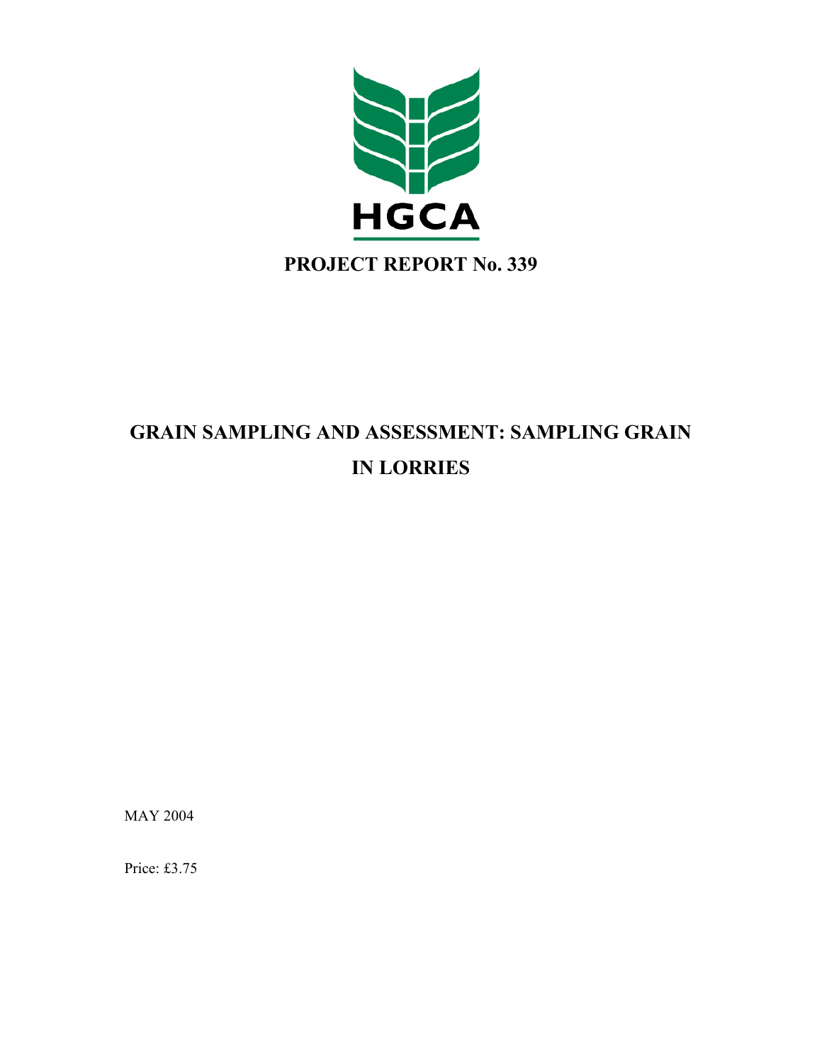HGCA

**PROJECT REPORT No. 339**

# GRAIN SAMPLING AND ASSESSMENT: SAMPLING GRAIN IN LORRIES

MAY 2004

Price: £3.75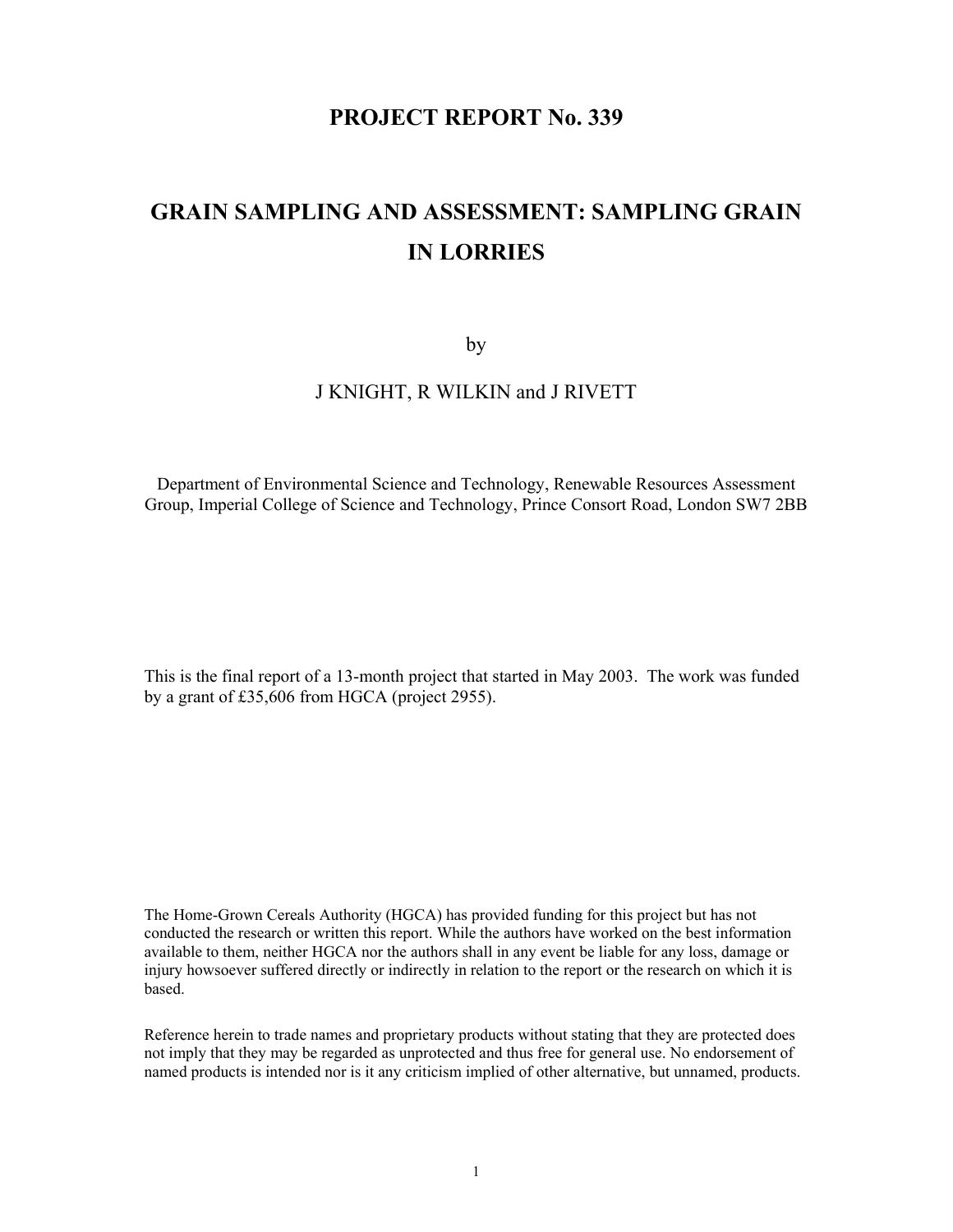# PROJECT REPORT No. 339

# GRAIN SAMPLING AND ASSESSMENT: SAMPLING GRAIN IN LORRIES

by

J KNIGHT, R WILKIN and J RIVETT

Department of Environmental Science and Technology, Renewable Resources Assessment Group, Imperial College of Science and Technology, Prince Consort Road, London SW7 2BB

This is the final report of a 13-month project that started in May 2003. The work was funded by a grant of £35,606 from HGCA (project 2955).

The Home-Grown Cereals Authority (HGCA) has provided funding for this project but has not conducted the research or written this report. While the authors have worked on the best information available to them, neither HGCA nor the authors shall in any event be liable for any loss, damage or injury howsoever suffered directly or indirectly in relation to the report or the research on which it is based.

Reference herein to trade names and proprietary products without stating that they are protected does not imply that they may be regarded as unprotected and thus free for general use. No endorsement of named products is intended nor is it any criticism implied of other alternative, but unnamed, products.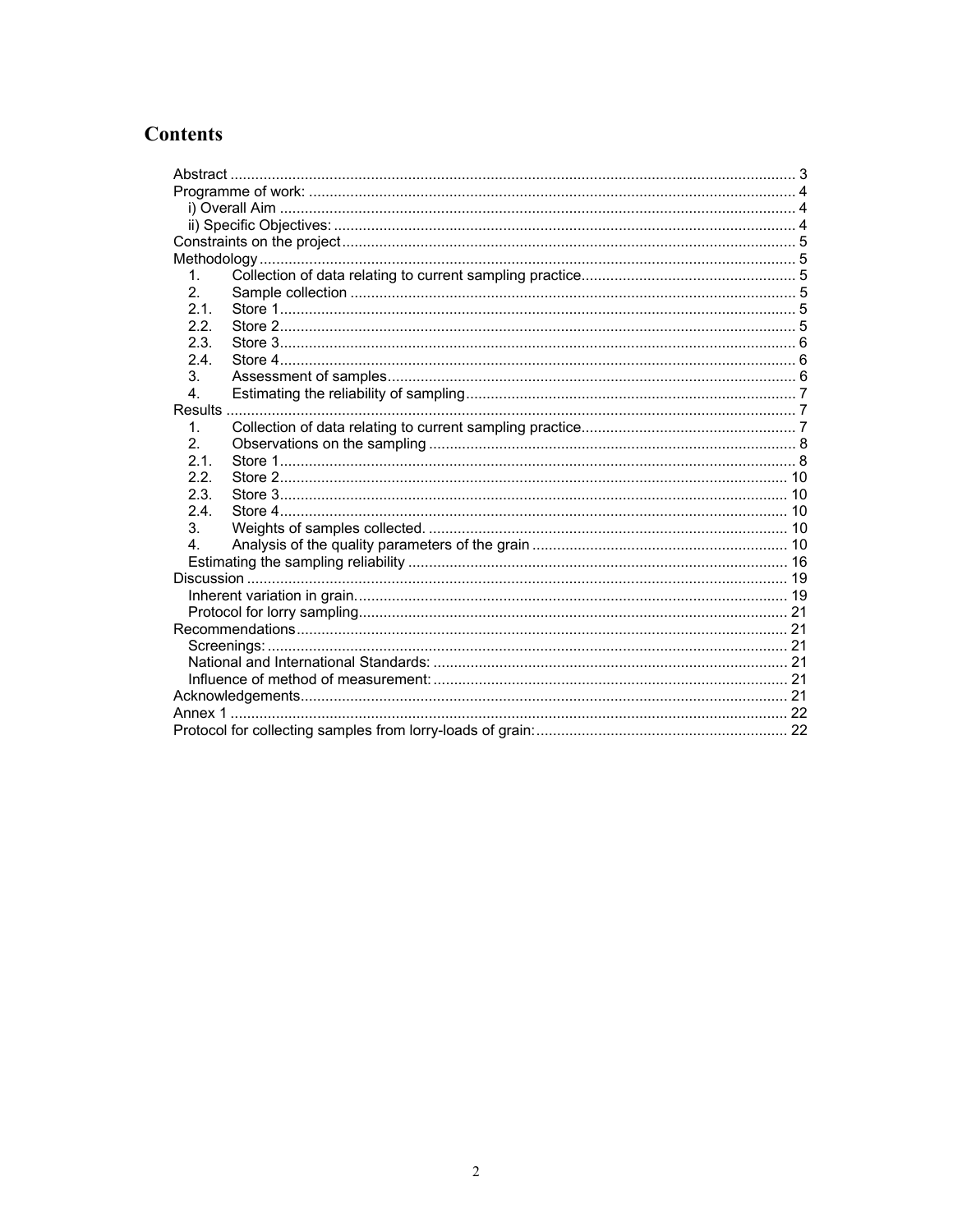# Contents

Abstract ........................................................................................................................ 3
Programme of work: ..................................................................................................... 4
  i) Overall Aim ............................................................................................................ 4
  ii) Specific Objectives: ............................................................................................... 4
Constraints on the project ............................................................................................. 5
Methodology ................................................................................................................. 5
  1. Collection of data relating to current sampling practice .................................................... 5
  2. Sample collection ........................................................................................................... 5
  2.1. Store 1 ........................................................................................................................ 5
  2.2. Store 2 ........................................................................................................................ 5
  2.3. Store 3 ........................................................................................................................ 6
  2.4. Store 4 ........................................................................................................................ 6
  3. Assessment of samples .................................................................................................. 6
  4. Estimating the reliability of sampling ................................................................................ 7
Results ......................................................................................................................... 7
  1. Collection of data relating to current sampling practice .................................................... 7
  2. Observations on the sampling ........................................................................................ 8
  2.1. Store 1 ........................................................................................................................ 8
  2.2. Store 2 ........................................................................................................................ 10
  2.3. Store 3 ........................................................................................................................ 10
  2.4. Store 4 ........................................................................................................................ 10
  3. Weights of samples collected. ....................................................................................... 10
  4. Analysis of the quality parameters of the grain .............................................................. 10
  Estimating the sampling reliability ........................................................................................ 16
Discussion .................................................................................................................... 19
  Inherent variation in grain. .................................................................................................. 19
  Protocol for lorry sampling .................................................................................................. 21
Recommendations ........................................................................................................ 21
  Screenings: ....................................................................................................................... 21
  National and International Standards: ................................................................................. 21
  Influence of method of measurement: ................................................................................. 21
Acknowledgements ....................................................................................................... 21
Annex 1 ........................................................................................................................ 22
Protocol for collecting samples from lorry-loads of grain: ....................................................... 22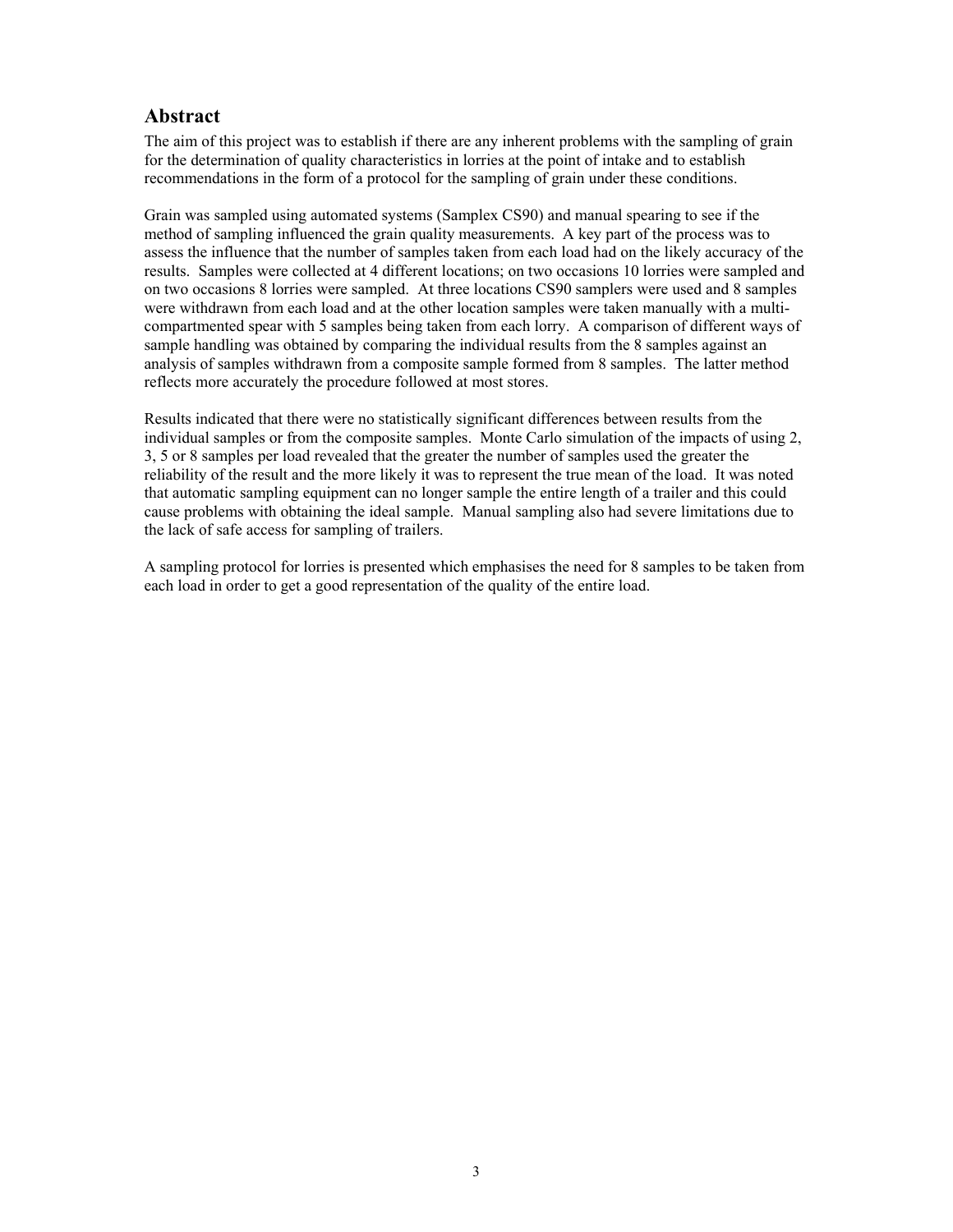## Abstract

The aim of this project was to establish if there are any inherent problems with the sampling of grain for the determination of quality characteristics in lorries at the point of intake and to establish recommendations in the form of a protocol for the sampling of grain under these conditions.

Grain was sampled using automated systems (Samplex CS90) and manual spearing to see if the method of sampling influenced the grain quality measurements. A key part of the process was to assess the influence that the number of samples taken from each load had on the likely accuracy of the results. Samples were collected at 4 different locations; on two occasions 10 lorries were sampled and on two occasions 8 lorries were sampled. At three locations CS90 samplers were used and 8 samples were withdrawn from each load and at the other location samples were taken manually with a multi-compartmented spear with 5 samples being taken from each lorry. A comparison of different ways of sample handling was obtained by comparing the individual results from the 8 samples against an analysis of samples withdrawn from a composite sample formed from 8 samples. The latter method reflects more accurately the procedure followed at most stores.

Results indicated that there were no statistically significant differences between results from the individual samples or from the composite samples. Monte Carlo simulation of the impacts of using 2, 3, 5 or 8 samples per load revealed that the greater the number of samples used the greater the reliability of the result and the more likely it was to represent the true mean of the load. It was noted that automatic sampling equipment can no longer sample the entire length of a trailer and this could cause problems with obtaining the ideal sample. Manual sampling also had severe limitations due to the lack of safe access for sampling of trailers.

A sampling protocol for lorries is presented which emphasises the need for 8 samples to be taken from each load in order to get a good representation of the quality of the entire load.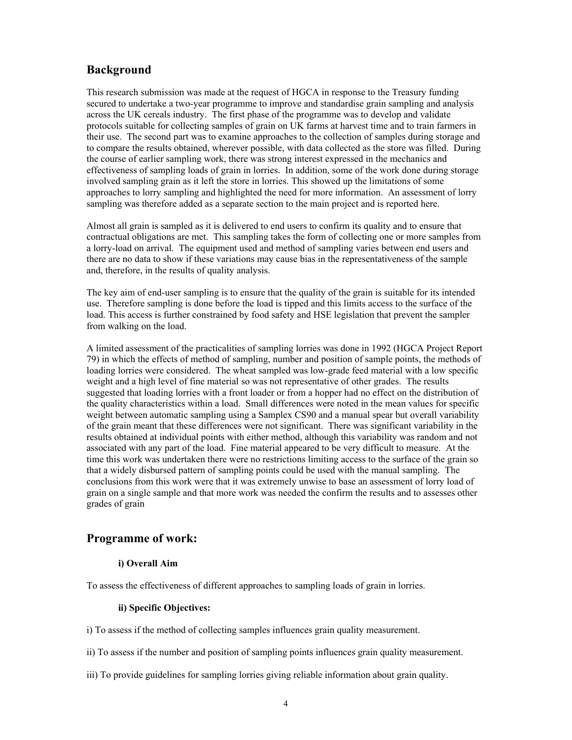## Background

This research submission was made at the request of HGCA in response to the Treasury funding secured to undertake a two-year programme to improve and standardise grain sampling and analysis across the UK cereals industry. The first phase of the programme was to develop and validate protocols suitable for collecting samples of grain on UK farms at harvest time and to train farmers in their use. The second part was to examine approaches to the collection of samples during storage and to compare the results obtained, wherever possible, with data collected as the store was filled. During the course of earlier sampling work, there was strong interest expressed in the mechanics and effectiveness of sampling loads of grain in lorries. In addition, some of the work done during storage involved sampling grain as it left the store in lorries. This showed up the limitations of some approaches to lorry sampling and highlighted the need for more information. An assessment of lorry sampling was therefore added as a separate section to the main project and is reported here.

Almost all grain is sampled as it is delivered to end users to confirm its quality and to ensure that contractual obligations are met. This sampling takes the form of collecting one or more samples from a lorry-load on arrival. The equipment used and method of sampling varies between end users and there are no data to show if these variations may cause bias in the representativeness of the sample and, therefore, in the results of quality analysis.

The key aim of end-user sampling is to ensure that the quality of the grain is suitable for its intended use. Therefore sampling is done before the load is tipped and this limits access to the surface of the load. This access is further constrained by food safety and HSE legislation that prevent the sampler from walking on the load.

A limited assessment of the practicalities of sampling lorries was done in 1992 (HGCA Project Report 79) in which the effects of method of sampling, number and position of sample points, the methods of loading lorries were considered. The wheat sampled was low-grade feed material with a low specific weight and a high level of fine material so was not representative of other grades. The results suggested that loading lorries with a front loader or from a hopper had no effect on the distribution of the quality characteristics within a load. Small differences were noted in the mean values for specific weight between automatic sampling using a Samplex CS90 and a manual spear but overall variability of the grain meant that these differences were not significant. There was significant variability in the results obtained at individual points with either method, although this variability was random and not associated with any part of the load. Fine material appeared to be very difficult to measure. At the time this work was undertaken there were no restrictions limiting access to the surface of the grain so that a widely disbursed pattern of sampling points could be used with the manual sampling. The conclusions from this work were that it was extremely unwise to base an assessment of lorry load of grain on a single sample and that more work was needed the confirm the results and to assesses other grades of grain

## Programme of work:

### i) Overall Aim

To assess the effectiveness of different approaches to sampling loads of grain in lorries.

### ii) Specific Objectives:

i) To assess if the method of collecting samples influences grain quality measurement.

ii) To assess if the number and position of sampling points influences grain quality measurement.

iii) To provide guidelines for sampling lorries giving reliable information about grain quality.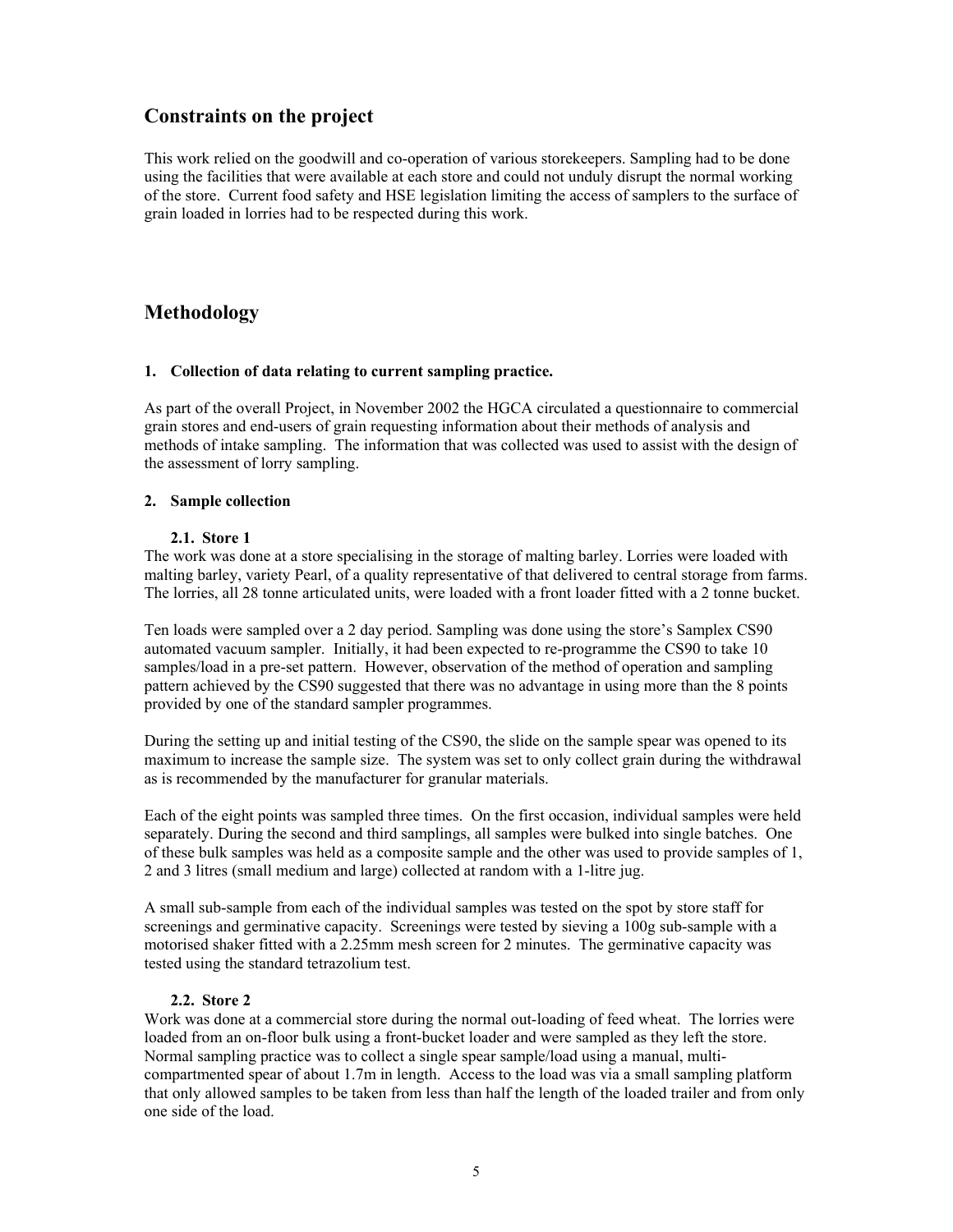## Constraints on the project

This work relied on the goodwill and co-operation of various storekeepers. Sampling had to be done using the facilities that were available at each store and could not unduly disrupt the normal working of the store. Current food safety and HSE legislation limiting the access of samplers to the surface of grain loaded in lorries had to be respected during this work.

## Methodology

### 1. Collection of data relating to current sampling practice.

As part of the overall Project, in November 2002 the HGCA circulated a questionnaire to commercial grain stores and end-users of grain requesting information about their methods of analysis and methods of intake sampling. The information that was collected was used to assist with the design of the assessment of lorry sampling.

### 2. Sample collection

#### 2.1. Store 1

The work was done at a store specialising in the storage of malting barley. Lorries were loaded with malting barley, variety Pearl, of a quality representative of that delivered to central storage from farms. The lorries, all 28 tonne articulated units, were loaded with a front loader fitted with a 2 tonne bucket.

Ten loads were sampled over a 2 day period. Sampling was done using the store's Samplex CS90 automated vacuum sampler. Initially, it had been expected to re-programme the CS90 to take 10 samples/load in a pre-set pattern. However, observation of the method of operation and sampling pattern achieved by the CS90 suggested that there was no advantage in using more than the 8 points provided by one of the standard sampler programmes.

During the setting up and initial testing of the CS90, the slide on the sample spear was opened to its maximum to increase the sample size. The system was set to only collect grain during the withdrawal as is recommended by the manufacturer for granular materials.

Each of the eight points was sampled three times. On the first occasion, individual samples were held separately. During the second and third samplings, all samples were bulked into single batches. One of these bulk samples was held as a composite sample and the other was used to provide samples of 1, 2 and 3 litres (small medium and large) collected at random with a 1-litre jug.

A small sub-sample from each of the individual samples was tested on the spot by store staff for screenings and germinative capacity. Screenings were tested by sieving a 100g sub-sample with a motorised shaker fitted with a 2.25mm mesh screen for 2 minutes. The germinative capacity was tested using the standard tetrazolium test.

#### 2.2. Store 2

Work was done at a commercial store during the normal out-loading of feed wheat. The lorries were loaded from an on-floor bulk using a front-bucket loader and were sampled as they left the store. Normal sampling practice was to collect a single spear sample/load using a manual, multi-compartmented spear of about 1.7m in length. Access to the load was via a small sampling platform that only allowed samples to be taken from less than half the length of the loaded trailer and from only one side of the load.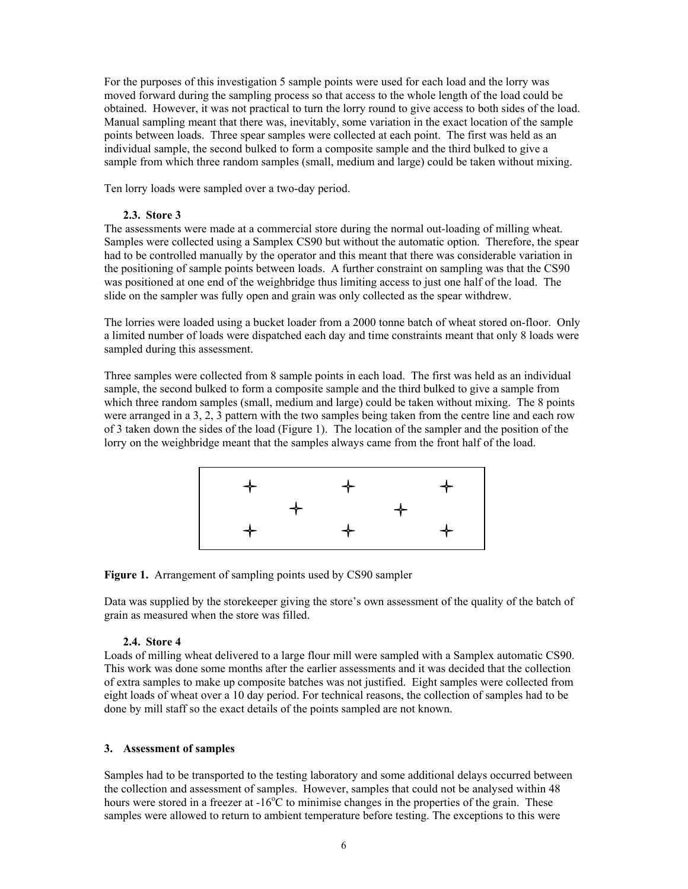For the purposes of this investigation 5 sample points were used for each load and the lorry was moved forward during the sampling process so that access to the whole length of the load could be obtained. However, it was not practical to turn the lorry round to give access to both sides of the load. Manual sampling meant that there was, inevitably, some variation in the exact location of the sample points between loads. Three spear samples were collected at each point. The first was held as an individual sample, the second bulked to form a composite sample and the third bulked to give a sample from which three random samples (small, medium and large) could be taken without mixing.

Ten lorry loads were sampled over a two-day period.

### 2.3. Store 3

The assessments were made at a commercial store during the normal out-loading of milling wheat. Samples were collected using a Samplex CS90 but without the automatic option. Therefore, the spear had to be controlled manually by the operator and this meant that there was considerable variation in the positioning of sample points between loads. A further constraint on sampling was that the CS90 was positioned at one end of the weighbridge thus limiting access to just one half of the load. The slide on the sampler was fully open and grain was only collected as the spear withdrew.

The lorries were loaded using a bucket loader from a 2000 tonne batch of wheat stored on-floor. Only a limited number of loads were dispatched each day and time constraints meant that only 8 loads were sampled during this assessment.

Three samples were collected from 8 sample points in each load. The first was held as an individual sample, the second bulked to form a composite sample and the third bulked to give a sample from which three random samples (small, medium and large) could be taken without mixing. The 8 points were arranged in a 3, 2, 3 pattern with the two samples being taken from the centre line and each row of 3 taken down the sides of the load (Figure 1). The location of the sampler and the position of the lorry on the weighbridge meant that the samples always came from the front half of the load.

**Figure 1.** Arrangement of sampling points used by CS90 sampler

Data was supplied by the storekeeper giving the store's own assessment of the quality of the batch of grain as measured when the store was filled.

### 2.4. Store 4

Loads of milling wheat delivered to a large flour mill were sampled with a Samplex automatic CS90. This work was done some months after the earlier assessments and it was decided that the collection of extra samples to make up composite batches was not justified. Eight samples were collected from eight loads of wheat over a 10 day period. For technical reasons, the collection of samples had to be done by mill staff so the exact details of the points sampled are not known.

## 3. Assessment of samples

Samples had to be transported to the testing laboratory and some additional delays occurred between the collection and assessment of samples. However, samples that could not be analysed within 48 hours were stored in a freezer at -16°C to minimise changes in the properties of the grain. These samples were allowed to return to ambient temperature before testing. The exceptions to this were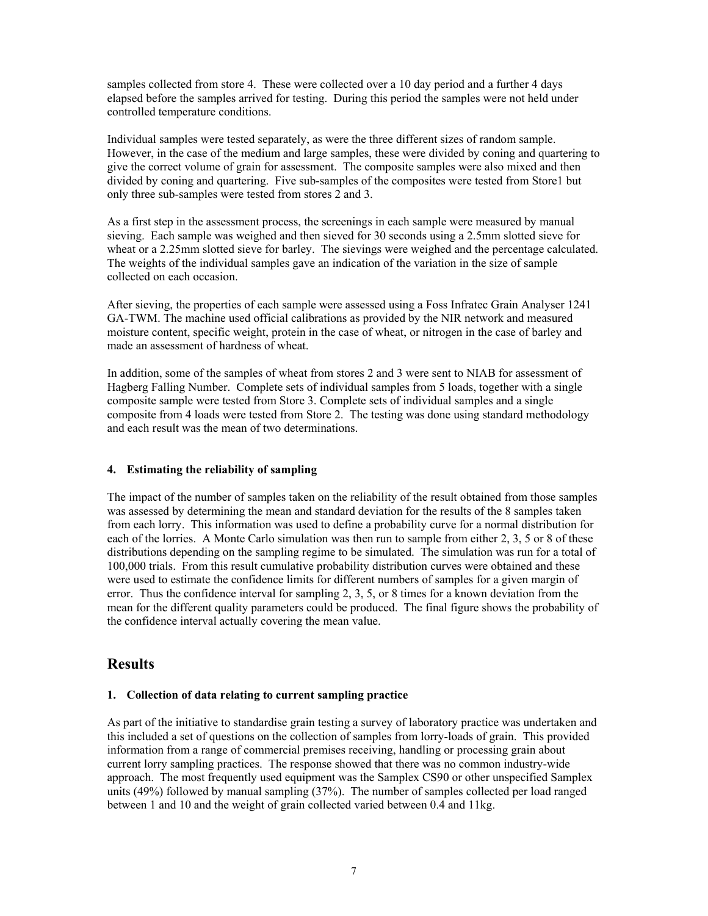samples collected from store 4. These were collected over a 10 day period and a further 4 days elapsed before the samples arrived for testing. During this period the samples were not held under controlled temperature conditions.

Individual samples were tested separately, as were the three different sizes of random sample. However, in the case of the medium and large samples, these were divided by coning and quartering to give the correct volume of grain for assessment. The composite samples were also mixed and then divided by coning and quartering. Five sub-samples of the composites were tested from Store1 but only three sub-samples were tested from stores 2 and 3.

As a first step in the assessment process, the screenings in each sample were measured by manual sieving. Each sample was weighed and then sieved for 30 seconds using a 2.5mm slotted sieve for wheat or a 2.25mm slotted sieve for barley. The sievings were weighed and the percentage calculated. The weights of the individual samples gave an indication of the variation in the size of sample collected on each occasion.

After sieving, the properties of each sample were assessed using a Foss Infratec Grain Analyser 1241 GA-TWM. The machine used official calibrations as provided by the NIR network and measured moisture content, specific weight, protein in the case of wheat, or nitrogen in the case of barley and made an assessment of hardness of wheat.

In addition, some of the samples of wheat from stores 2 and 3 were sent to NIAB for assessment of Hagberg Falling Number. Complete sets of individual samples from 5 loads, together with a single composite sample were tested from Store 3. Complete sets of individual samples and a single composite from 4 loads were tested from Store 2. The testing was done using standard methodology and each result was the mean of two determinations.

### 4. Estimating the reliability of sampling

The impact of the number of samples taken on the reliability of the result obtained from those samples was assessed by determining the mean and standard deviation for the results of the 8 samples taken from each lorry. This information was used to define a probability curve for a normal distribution for each of the lorries. A Monte Carlo simulation was then run to sample from either 2, 3, 5 or 8 of these distributions depending on the sampling regime to be simulated. The simulation was run for a total of 100,000 trials. From this result cumulative probability distribution curves were obtained and these were used to estimate the confidence limits for different numbers of samples for a given margin of error. Thus the confidence interval for sampling 2, 3, 5, or 8 times for a known deviation from the mean for the different quality parameters could be produced. The final figure shows the probability of the confidence interval actually covering the mean value.

## Results

### 1. Collection of data relating to current sampling practice

As part of the initiative to standardise grain testing a survey of laboratory practice was undertaken and this included a set of questions on the collection of samples from lorry-loads of grain. This provided information from a range of commercial premises receiving, handling or processing grain about current lorry sampling practices. The response showed that there was no common industry-wide approach. The most frequently used equipment was the Samplex CS90 or other unspecified Samplex units (49%) followed by manual sampling (37%). The number of samples collected per load ranged between 1 and 10 and the weight of grain collected varied between 0.4 and 11kg.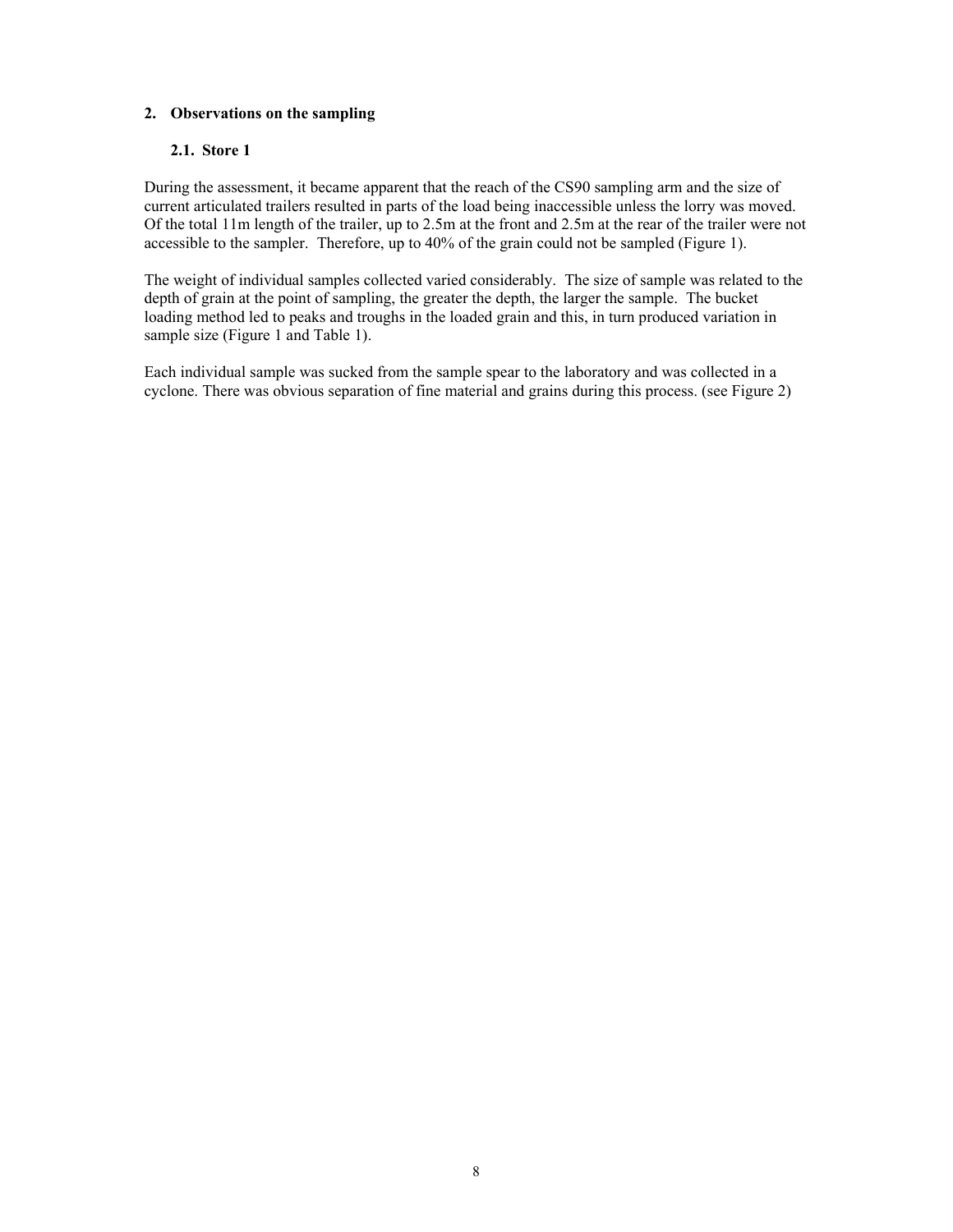## 2. Observations on the sampling

### 2.1. Store 1

During the assessment, it became apparent that the reach of the CS90 sampling arm and the size of current articulated trailers resulted in parts of the load being inaccessible unless the lorry was moved. Of the total 11m length of the trailer, up to 2.5m at the front and 2.5m at the rear of the trailer were not accessible to the sampler. Therefore, up to 40% of the grain could not be sampled (Figure 1).

The weight of individual samples collected varied considerably. The size of sample was related to the depth of grain at the point of sampling, the greater the depth, the larger the sample. The bucket loading method led to peaks and troughs in the loaded grain and this, in turn produced variation in sample size (Figure 1 and Table 1).

Each individual sample was sucked from the sample spear to the laboratory and was collected in a cyclone. There was obvious separation of fine material and grains during this process. (see Figure 2)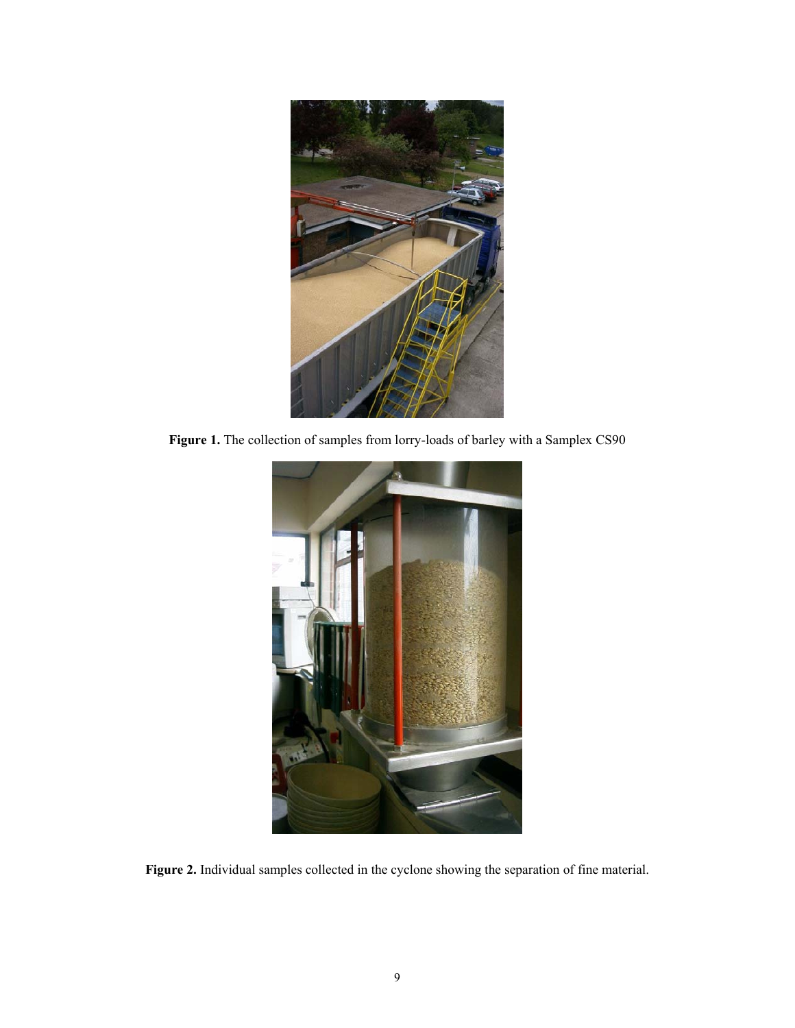**Figure 1.** The collection of samples from lorry-loads of barley with a Samplex CS90

**Figure 2.** Individual samples collected in the cyclone showing the separation of fine material.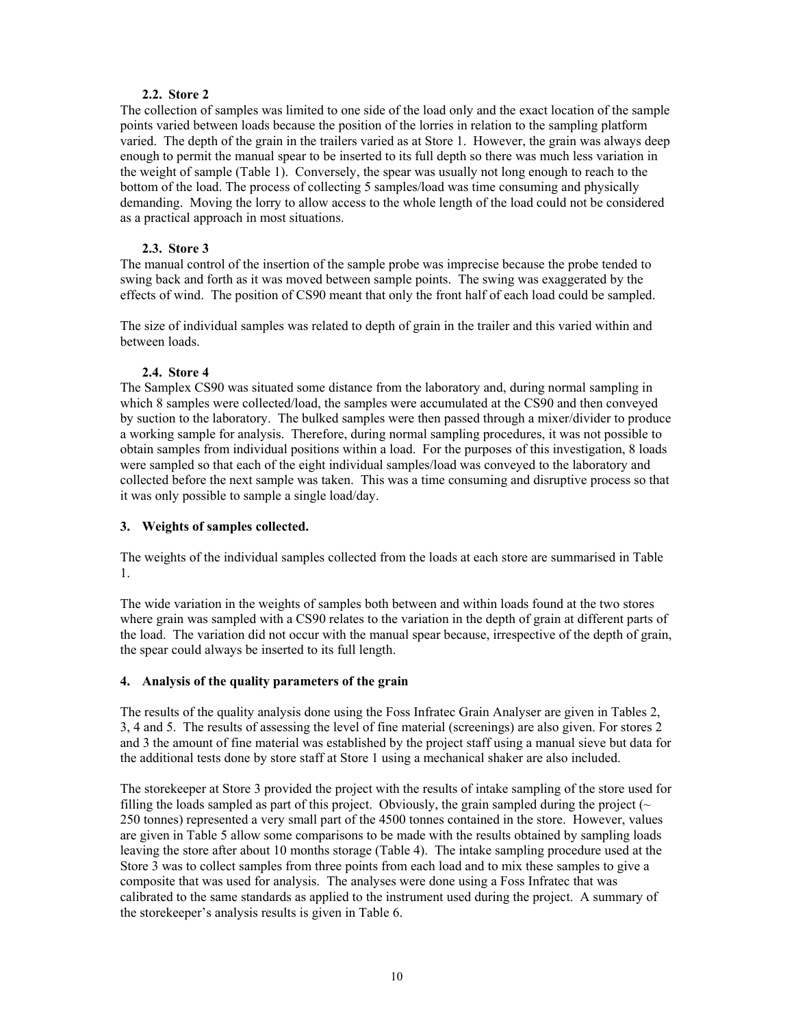### 2.2. Store 2

The collection of samples was limited to one side of the load only and the exact location of the sample points varied between loads because the position of the lorries in relation to the sampling platform varied. The depth of the grain in the trailers varied as at Store 1. However, the grain was always deep enough to permit the manual spear to be inserted to its full depth so there was much less variation in the weight of sample (Table 1). Conversely, the spear was usually not long enough to reach to the bottom of the load. The process of collecting 5 samples/load was time consuming and physically demanding. Moving the lorry to allow access to the whole length of the load could not be considered as a practical approach in most situations.

### 2.3. Store 3

The manual control of the insertion of the sample probe was imprecise because the probe tended to swing back and forth as it was moved between sample points. The swing was exaggerated by the effects of wind. The position of CS90 meant that only the front half of each load could be sampled.

The size of individual samples was related to depth of grain in the trailer and this varied within and between loads.

### 2.4. Store 4

The Samplex CS90 was situated some distance from the laboratory and, during normal sampling in which 8 samples were collected/load, the samples were accumulated at the CS90 and then conveyed by suction to the laboratory. The bulked samples were then passed through a mixer/divider to produce a working sample for analysis. Therefore, during normal sampling procedures, it was not possible to obtain samples from individual positions within a load. For the purposes of this investigation, 8 loads were sampled so that each of the eight individual samples/load was conveyed to the laboratory and collected before the next sample was taken. This was a time consuming and disruptive process so that it was only possible to sample a single load/day.

## 3. Weights of samples collected.

The weights of the individual samples collected from the loads at each store are summarised in Table 1.

The wide variation in the weights of samples both between and within loads found at the two stores where grain was sampled with a CS90 relates to the variation in the depth of grain at different parts of the load. The variation did not occur with the manual spear because, irrespective of the depth of grain, the spear could always be inserted to its full length.

## 4. Analysis of the quality parameters of the grain

The results of the quality analysis done using the Foss Infratec Grain Analyser are given in Tables 2, 3, 4 and 5. The results of assessing the level of fine material (screenings) are also given. For stores 2 and 3 the amount of fine material was established by the project staff using a manual sieve but data for the additional tests done by store staff at Store 1 using a mechanical shaker are also included.

The storekeeper at Store 3 provided the project with the results of intake sampling of the store used for filling the loads sampled as part of this project. Obviously, the grain sampled during the project (~ 250 tonnes) represented a very small part of the 4500 tonnes contained in the store. However, values are given in Table 5 allow some comparisons to be made with the results obtained by sampling loads leaving the store after about 10 months storage (Table 4). The intake sampling procedure used at the Store 3 was to collect samples from three points from each load and to mix these samples to give a composite that was used for analysis. The analyses were done using a Foss Infratec that was calibrated to the same standards as applied to the instrument used during the project. A summary of the storekeeper's analysis results is given in Table 6.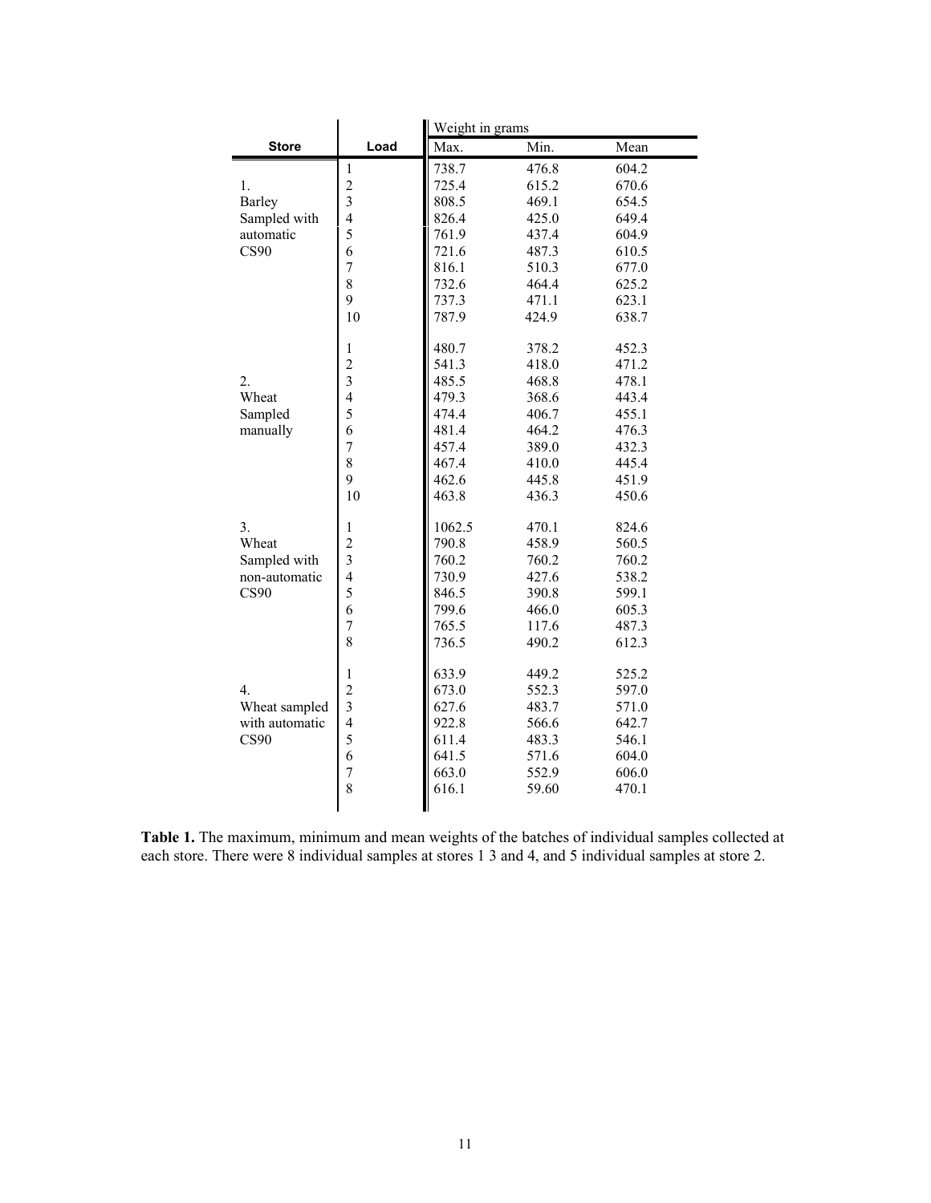| Store | Load | Weight in grams Max. | Min. | Mean |
|---|---|---|---|---|
| 1. Barley Sampled with automatic CS90 | 1 | 738.7 | 476.8 | 604.2 |
| | 2 | 725.4 | 615.2 | 670.6 |
| | 3 | 808.5 | 469.1 | 654.5 |
| | 4 | 826.4 | 425.0 | 649.4 |
| | 5 | 761.9 | 437.4 | 604.9 |
| | 6 | 721.6 | 487.3 | 610.5 |
| | 7 | 816.1 | 510.3 | 677.0 |
| | 8 | 732.6 | 464.4 | 625.2 |
| | 9 | 737.3 | 471.1 | 623.1 |
| | 10 | 787.9 | 424.9 | 638.7 |
| 2. Wheat Sampled manually | 1 | 480.7 | 378.2 | 452.3 |
| | 2 | 541.3 | 418.0 | 471.2 |
| | 3 | 485.5 | 468.8 | 478.1 |
| | 4 | 479.3 | 368.6 | 443.4 |
| | 5 | 474.4 | 406.7 | 455.1 |
| | 6 | 481.4 | 464.2 | 476.3 |
| | 7 | 457.4 | 389.0 | 432.3 |
| | 8 | 467.4 | 410.0 | 445.4 |
| | 9 | 462.6 | 445.8 | 451.9 |
| | 10 | 463.8 | 436.3 | 450.6 |
| 3. Wheat Sampled with non-automatic CS90 | 1 | 1062.5 | 470.1 | 824.6 |
| | 2 | 790.8 | 458.9 | 560.5 |
| | 3 | 760.2 | 760.2 | 760.2 |
| | 4 | 730.9 | 427.6 | 538.2 |
| | 5 | 846.5 | 390.8 | 599.1 |
| | 6 | 799.6 | 466.0 | 605.3 |
| | 7 | 765.5 | 117.6 | 487.3 |
| | 8 | 736.5 | 490.2 | 612.3 |
| 4. Wheat sampled with automatic CS90 | 1 | 633.9 | 449.2 | 525.2 |
| | 2 | 673.0 | 552.3 | 597.0 |
| | 3 | 627.6 | 483.7 | 571.0 |
| | 4 | 922.8 | 566.6 | 642.7 |
| | 5 | 611.4 | 483.3 | 546.1 |
| | 6 | 641.5 | 571.6 | 604.0 |
| | 7 | 663.0 | 552.9 | 606.0 |
| | 8 | 616.1 | 59.60 | 470.1 |

**Table 1.** The maximum, minimum and mean weights of the batches of individual samples collected at each store. There were 8 individual samples at stores 1 3 and 4, and 5 individual samples at store 2.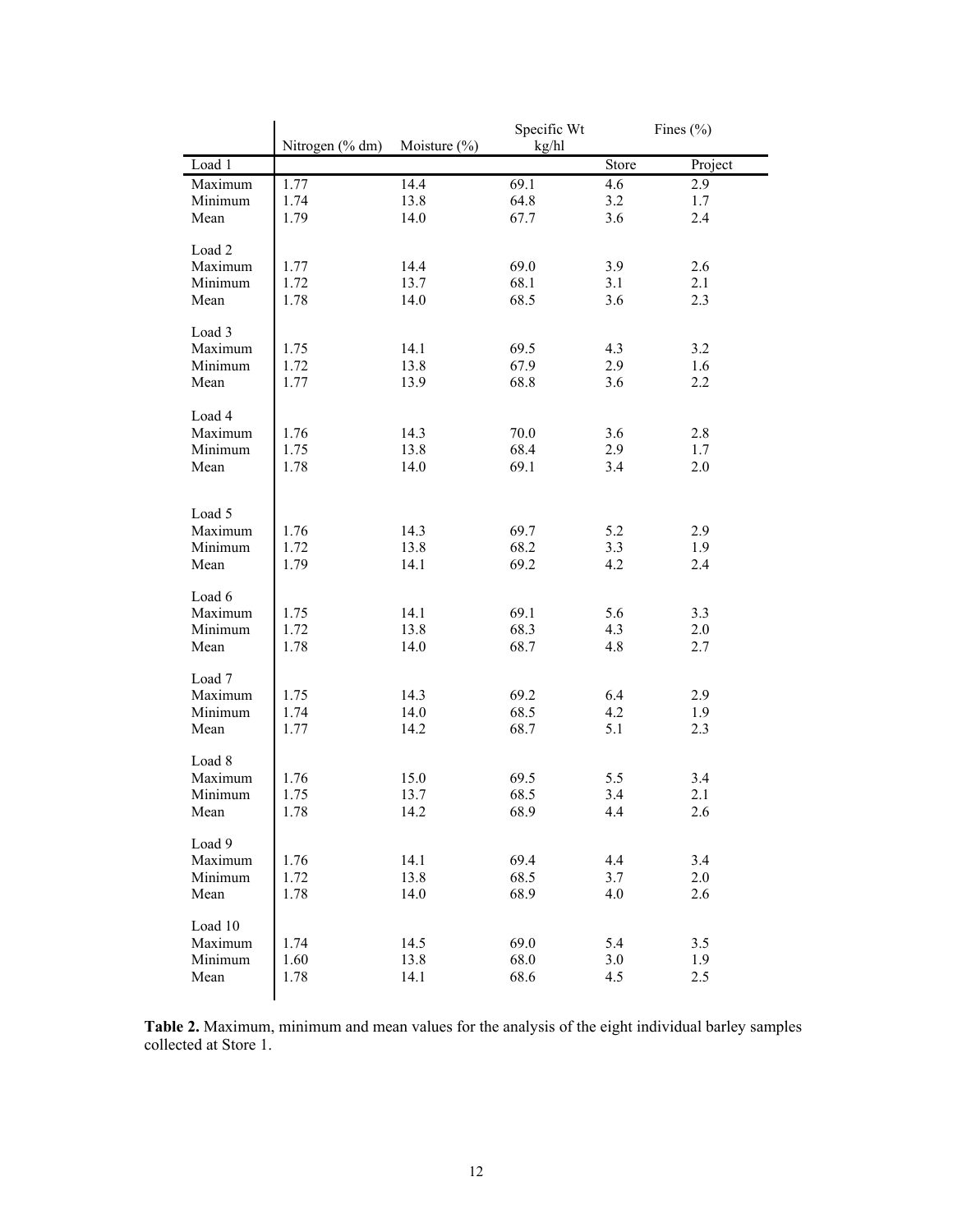| | Nitrogen (% dm) | Moisture (%) | Specific Wt kg/hl | Fines (%) | |
|---|---|---|---|---|---|
| Load 1 | | | | Store | Project |
| Maximum | 1.77 | 14.4 | 69.1 | 4.6 | 2.9 |
| Minimum | 1.74 | 13.8 | 64.8 | 3.2 | 1.7 |
| Mean | 1.79 | 14.0 | 67.7 | 3.6 | 2.4 |
| Load 2 | | | | | |
| Maximum | 1.77 | 14.4 | 69.0 | 3.9 | 2.6 |
| Minimum | 1.72 | 13.7 | 68.1 | 3.1 | 2.1 |
| Mean | 1.78 | 14.0 | 68.5 | 3.6 | 2.3 |
| Load 3 | | | | | |
| Maximum | 1.75 | 14.1 | 69.5 | 4.3 | 3.2 |
| Minimum | 1.72 | 13.8 | 67.9 | 2.9 | 1.6 |
| Mean | 1.77 | 13.9 | 68.8 | 3.6 | 2.2 |
| Load 4 | | | | | |
| Maximum | 1.76 | 14.3 | 70.0 | 3.6 | 2.8 |
| Minimum | 1.75 | 13.8 | 68.4 | 2.9 | 1.7 |
| Mean | 1.78 | 14.0 | 69.1 | 3.4 | 2.0 |
| Load 5 | | | | | |
| Maximum | 1.76 | 14.3 | 69.7 | 5.2 | 2.9 |
| Minimum | 1.72 | 13.8 | 68.2 | 3.3 | 1.9 |
| Mean | 1.79 | 14.1 | 69.2 | 4.2 | 2.4 |
| Load 6 | | | | | |
| Maximum | 1.75 | 14.1 | 69.1 | 5.6 | 3.3 |
| Minimum | 1.72 | 13.8 | 68.3 | 4.3 | 2.0 |
| Mean | 1.78 | 14.0 | 68.7 | 4.8 | 2.7 |
| Load 7 | | | | | |
| Maximum | 1.75 | 14.3 | 69.2 | 6.4 | 2.9 |
| Minimum | 1.74 | 14.0 | 68.5 | 4.2 | 1.9 |
| Mean | 1.77 | 14.2 | 68.7 | 5.1 | 2.3 |
| Load 8 | | | | | |
| Maximum | 1.76 | 15.0 | 69.5 | 5.5 | 3.4 |
| Minimum | 1.75 | 13.7 | 68.5 | 3.4 | 2.1 |
| Mean | 1.78 | 14.2 | 68.9 | 4.4 | 2.6 |
| Load 9 | | | | | |
| Maximum | 1.76 | 14.1 | 69.4 | 4.4 | 3.4 |
| Minimum | 1.72 | 13.8 | 68.5 | 3.7 | 2.0 |
| Mean | 1.78 | 14.0 | 68.9 | 4.0 | 2.6 |
| Load 10 | | | | | |
| Maximum | 1.74 | 14.5 | 69.0 | 5.4 | 3.5 |
| Minimum | 1.60 | 13.8 | 68.0 | 3.0 | 1.9 |
| Mean | 1.78 | 14.1 | 68.6 | 4.5 | 2.5 |

**Table 2.** Maximum, minimum and mean values for the analysis of the eight individual barley samples collected at Store 1.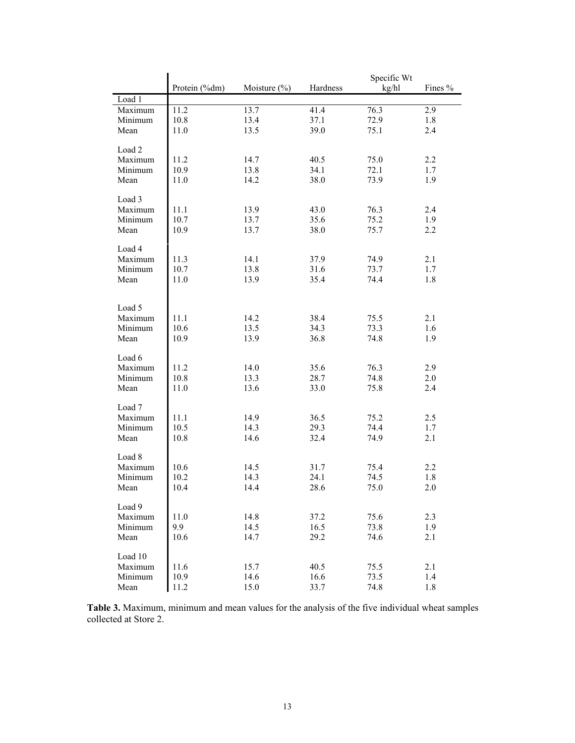| | Protein (%dm) | Moisture (%) | Hardness | Specific Wt kg/hl | Fines % |
|---|---|---|---|---|---|
| Load 1 | | | | | |
| Maximum | 11.2 | 13.7 | 41.4 | 76.3 | 2.9 |
| Minimum | 10.8 | 13.4 | 37.1 | 72.9 | 1.8 |
| Mean | 11.0 | 13.5 | 39.0 | 75.1 | 2.4 |
| Load 2 | | | | | |
| Maximum | 11.2 | 14.7 | 40.5 | 75.0 | 2.2 |
| Minimum | 10.9 | 13.8 | 34.1 | 72.1 | 1.7 |
| Mean | 11.0 | 14.2 | 38.0 | 73.9 | 1.9 |
| Load 3 | | | | | |
| Maximum | 11.1 | 13.9 | 43.0 | 76.3 | 2.4 |
| Minimum | 10.7 | 13.7 | 35.6 | 75.2 | 1.9 |
| Mean | 10.9 | 13.7 | 38.0 | 75.7 | 2.2 |
| Load 4 | | | | | |
| Maximum | 11.3 | 14.1 | 37.9 | 74.9 | 2.1 |
| Minimum | 10.7 | 13.8 | 31.6 | 73.7 | 1.7 |
| Mean | 11.0 | 13.9 | 35.4 | 74.4 | 1.8 |
| Load 5 | | | | | |
| Maximum | 11.1 | 14.2 | 38.4 | 75.5 | 2.1 |
| Minimum | 10.6 | 13.5 | 34.3 | 73.3 | 1.6 |
| Mean | 10.9 | 13.9 | 36.8 | 74.8 | 1.9 |
| Load 6 | | | | | |
| Maximum | 11.2 | 14.0 | 35.6 | 76.3 | 2.9 |
| Minimum | 10.8 | 13.3 | 28.7 | 74.8 | 2.0 |
| Mean | 11.0 | 13.6 | 33.0 | 75.8 | 2.4 |
| Load 7 | | | | | |
| Maximum | 11.1 | 14.9 | 36.5 | 75.2 | 2.5 |
| Minimum | 10.5 | 14.3 | 29.3 | 74.4 | 1.7 |
| Mean | 10.8 | 14.6 | 32.4 | 74.9 | 2.1 |
| Load 8 | | | | | |
| Maximum | 10.6 | 14.5 | 31.7 | 75.4 | 2.2 |
| Minimum | 10.2 | 14.3 | 24.1 | 74.5 | 1.8 |
| Mean | 10.4 | 14.4 | 28.6 | 75.0 | 2.0 |
| Load 9 | | | | | |
| Maximum | 11.0 | 14.8 | 37.2 | 75.6 | 2.3 |
| Minimum | 9.9 | 14.5 | 16.5 | 73.8 | 1.9 |
| Mean | 10.6 | 14.7 | 29.2 | 74.6 | 2.1 |
| Load 10 | | | | | |
| Maximum | 11.6 | 15.7 | 40.5 | 75.5 | 2.1 |
| Minimum | 10.9 | 14.6 | 16.6 | 73.5 | 1.4 |
| Mean | 11.2 | 15.0 | 33.7 | 74.8 | 1.8 |

**Table 3.** Maximum, minimum and mean values for the analysis of the five individual wheat samples collected at Store 2.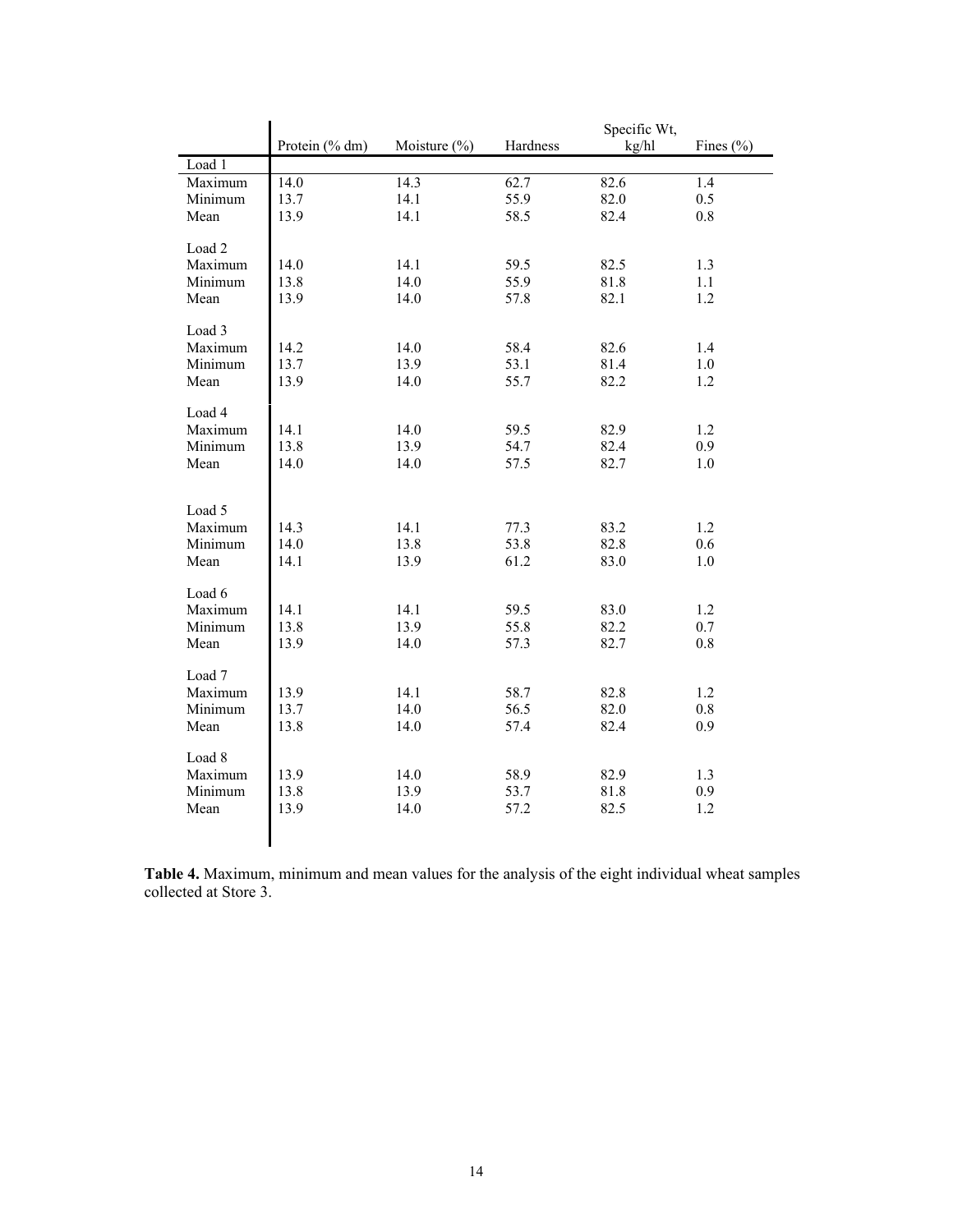| | Protein (% dm) | Moisture (%) | Hardness | Specific Wt, kg/hl | Fines (%) |
|---|---|---|---|---|---|
| Load 1 | | | | | |
| Maximum | 14.0 | 14.3 | 62.7 | 82.6 | 1.4 |
| Minimum | 13.7 | 14.1 | 55.9 | 82.0 | 0.5 |
| Mean | 13.9 | 14.1 | 58.5 | 82.4 | 0.8 |
| Load 2 | | | | | |
| Maximum | 14.0 | 14.1 | 59.5 | 82.5 | 1.3 |
| Minimum | 13.8 | 14.0 | 55.9 | 81.8 | 1.1 |
| Mean | 13.9 | 14.0 | 57.8 | 82.1 | 1.2 |
| Load 3 | | | | | |
| Maximum | 14.2 | 14.0 | 58.4 | 82.6 | 1.4 |
| Minimum | 13.7 | 13.9 | 53.1 | 81.4 | 1.0 |
| Mean | 13.9 | 14.0 | 55.7 | 82.2 | 1.2 |
| Load 4 | | | | | |
| Maximum | 14.1 | 14.0 | 59.5 | 82.9 | 1.2 |
| Minimum | 13.8 | 13.9 | 54.7 | 82.4 | 0.9 |
| Mean | 14.0 | 14.0 | 57.5 | 82.7 | 1.0 |
| Load 5 | | | | | |
| Maximum | 14.3 | 14.1 | 77.3 | 83.2 | 1.2 |
| Minimum | 14.0 | 13.8 | 53.8 | 82.8 | 0.6 |
| Mean | 14.1 | 13.9 | 61.2 | 83.0 | 1.0 |
| Load 6 | | | | | |
| Maximum | 14.1 | 14.1 | 59.5 | 83.0 | 1.2 |
| Minimum | 13.8 | 13.9 | 55.8 | 82.2 | 0.7 |
| Mean | 13.9 | 14.0 | 57.3 | 82.7 | 0.8 |
| Load 7 | | | | | |
| Maximum | 13.9 | 14.1 | 58.7 | 82.8 | 1.2 |
| Minimum | 13.7 | 14.0 | 56.5 | 82.0 | 0.8 |
| Mean | 13.8 | 14.0 | 57.4 | 82.4 | 0.9 |
| Load 8 | | | | | |
| Maximum | 13.9 | 14.0 | 58.9 | 82.9 | 1.3 |
| Minimum | 13.8 | 13.9 | 53.7 | 81.8 | 0.9 |
| Mean | 13.9 | 14.0 | 57.2 | 82.5 | 1.2 |

**Table 4.** Maximum, minimum and mean values for the analysis of the eight individual wheat samples collected at Store 3.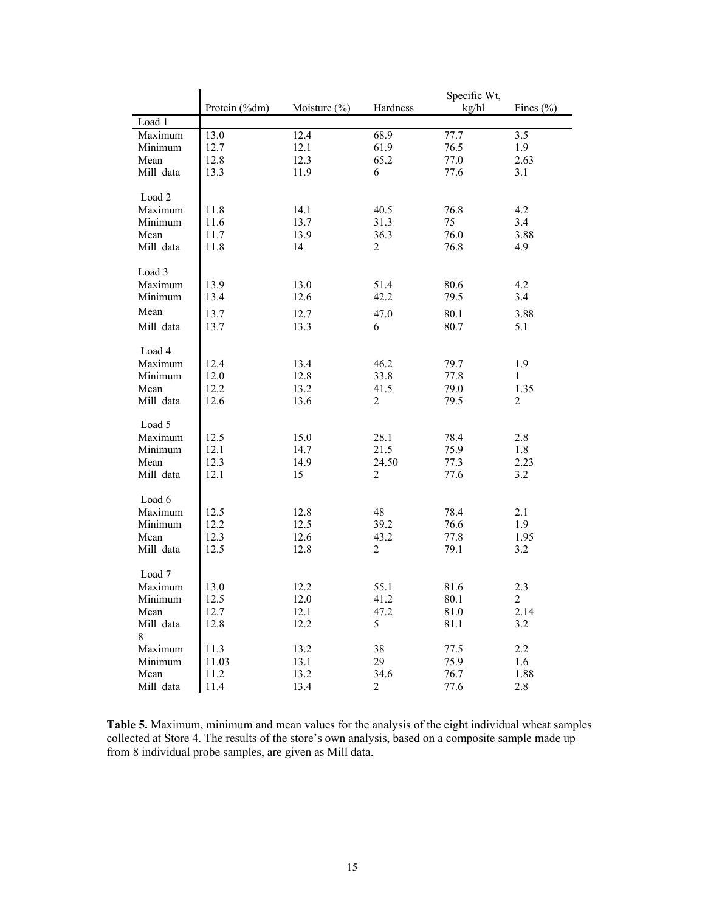| | Protein (%dm) | Moisture (%) | Hardness | Specific Wt, kg/hl | Fines (%) |
|---|---|---|---|---|---|
| Load 1 | | | | | |
| Maximum | 13.0 | 12.4 | 68.9 | 77.7 | 3.5 |
| Minimum | 12.7 | 12.1 | 61.9 | 76.5 | 1.9 |
| Mean | 12.8 | 12.3 | 65.2 | 77.0 | 2.63 |
| Mill data | 13.3 | 11.9 | 6 | 77.6 | 3.1 |
| Load 2 | | | | | |
| Maximum | 11.8 | 14.1 | 40.5 | 76.8 | 4.2 |
| Minimum | 11.6 | 13.7 | 31.3 | 75 | 3.4 |
| Mean | 11.7 | 13.9 | 36.3 | 76.0 | 3.88 |
| Mill data | 11.8 | 14 | 2 | 76.8 | 4.9 |
| Load 3 | | | | | |
| Maximum | 13.9 | 13.0 | 51.4 | 80.6 | 4.2 |
| Minimum | 13.4 | 12.6 | 42.2 | 79.5 | 3.4 |
| Mean | 13.7 | 12.7 | 47.0 | 80.1 | 3.88 |
| Mill data | 13.7 | 13.3 | 6 | 80.7 | 5.1 |
| Load 4 | | | | | |
| Maximum | 12.4 | 13.4 | 46.2 | 79.7 | 1.9 |
| Minimum | 12.0 | 12.8 | 33.8 | 77.8 | 1 |
| Mean | 12.2 | 13.2 | 41.5 | 79.0 | 1.35 |
| Mill data | 12.6 | 13.6 | 2 | 79.5 | 2 |
| Load 5 | | | | | |
| Maximum | 12.5 | 15.0 | 28.1 | 78.4 | 2.8 |
| Minimum | 12.1 | 14.7 | 21.5 | 75.9 | 1.8 |
| Mean | 12.3 | 14.9 | 24.50 | 77.3 | 2.23 |
| Mill data | 12.1 | 15 | 2 | 77.6 | 3.2 |
| Load 6 | | | | | |
| Maximum | 12.5 | 12.8 | 48 | 78.4 | 2.1 |
| Minimum | 12.2 | 12.5 | 39.2 | 76.6 | 1.9 |
| Mean | 12.3 | 12.6 | 43.2 | 77.8 | 1.95 |
| Mill data | 12.5 | 12.8 | 2 | 79.1 | 3.2 |
| Load 7 | | | | | |
| Maximum | 13.0 | 12.2 | 55.1 | 81.6 | 2.3 |
| Minimum | 12.5 | 12.0 | 41.2 | 80.1 | 2 |
| Mean | 12.7 | 12.1 | 47.2 | 81.0 | 2.14 |
| Mill data | 12.8 | 12.2 | 5 | 81.1 | 3.2 |
| 8 | | | | | |
| Maximum | 11.3 | 13.2 | 38 | 77.5 | 2.2 |
| Minimum | 11.03 | 13.1 | 29 | 75.9 | 1.6 |
| Mean | 11.2 | 13.2 | 34.6 | 76.7 | 1.88 |
| Mill data | 11.4 | 13.4 | 2 | 77.6 | 2.8 |

**Table 5.** Maximum, minimum and mean values for the analysis of the eight individual wheat samples collected at Store 4. The results of the store's own analysis, based on a composite sample made up from 8 individual probe samples, are given as Mill data.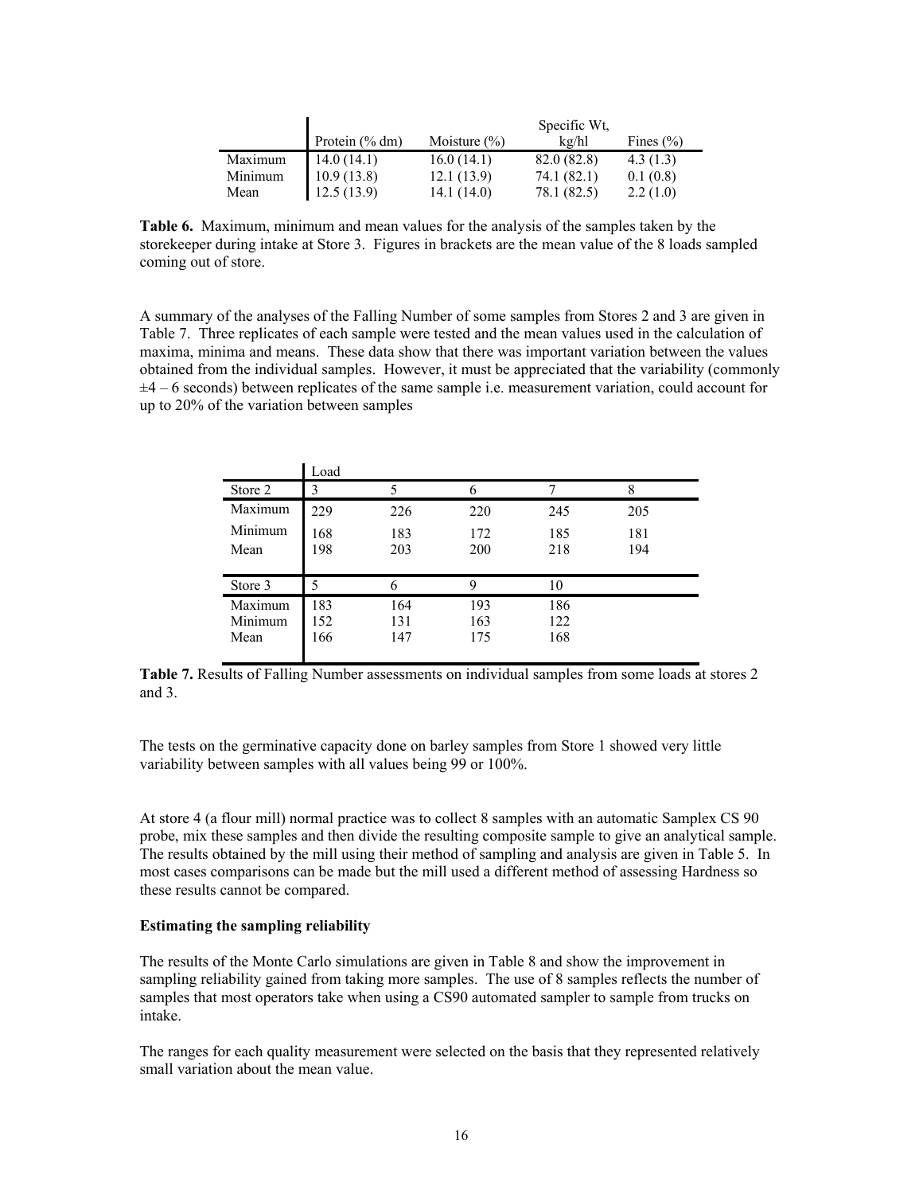|  | Protein (% dm) | Moisture (%) | Specific Wt, kg/hl | Fines (%) |
|---|---|---|---|---|
| Maximum | 14.0 (14.1) | 16.0 (14.1) | 82.0 (82.8) | 4.3 (1.3) |
| Minimum | 10.9 (13.8) | 12.1 (13.9) | 74.1 (82.1) | 0.1 (0.8) |
| Mean | 12.5 (13.9) | 14.1 (14.0) | 78.1 (82.5) | 2.2 (1.0) |

**Table 6.** Maximum, minimum and mean values for the analysis of the samples taken by the storekeeper during intake at Store 3. Figures in brackets are the mean value of the 8 loads sampled coming out of store.

A summary of the analyses of the Falling Number of some samples from Stores 2 and 3 are given in Table 7. Three replicates of each sample were tested and the mean values used in the calculation of maxima, minima and means. These data show that there was important variation between the values obtained from the individual samples. However, it must be appreciated that the variability (commonly ±4 – 6 seconds) between replicates of the same sample i.e. measurement variation, could account for up to 20% of the variation between samples

|  | Load | | | | |
|---|---|---|---|---|---|
| Store 2 | 3 | 5 | 6 | 7 | 8 |
| Maximum | 229 | 226 | 220 | 245 | 205 |
| Minimum | 168 | 183 | 172 | 185 | 181 |
| Mean | 198 | 203 | 200 | 218 | 194 |
| Store 3 | 5 | 6 | 9 | 10 | |
| Maximum | 183 | 164 | 193 | 186 | |
| Minimum | 152 | 131 | 163 | 122 | |
| Mean | 166 | 147 | 175 | 168 | |

**Table 7.** Results of Falling Number assessments on individual samples from some loads at stores 2 and 3.

The tests on the germinative capacity done on barley samples from Store 1 showed very little variability between samples with all values being 99 or 100%.

At store 4 (a flour mill) normal practice was to collect 8 samples with an automatic Samplex CS 90 probe, mix these samples and then divide the resulting composite sample to give an analytical sample. The results obtained by the mill using their method of sampling and analysis are given in Table 5. In most cases comparisons can be made but the mill used a different method of assessing Hardness so these results cannot be compared.

**Estimating the sampling reliability**

The results of the Monte Carlo simulations are given in Table 8 and show the improvement in sampling reliability gained from taking more samples. The use of 8 samples reflects the number of samples that most operators take when using a CS90 automated sampler to sample from trucks on intake.

The ranges for each quality measurement were selected on the basis that they represented relatively small variation about the mean value.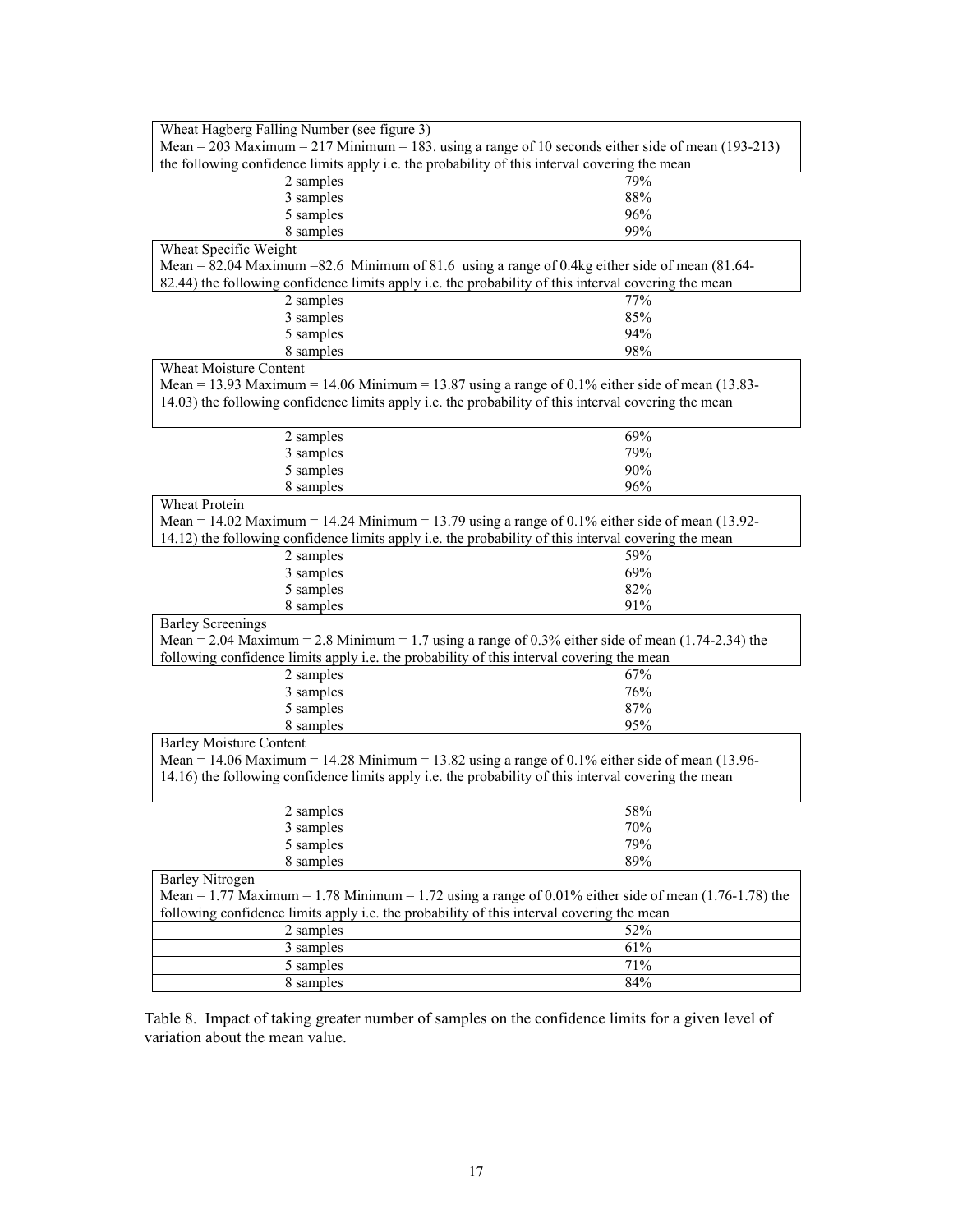| Wheat Hagberg Falling Number (see figure 3)<br>Mean = 203 Maximum = 217 Minimum = 183. using a range of 10 seconds either side of mean (193-213) the following confidence limits apply i.e. the probability of this interval covering the mean | |
|---|---|
| 2 samples | 79% |
| 3 samples | 88% |
| 5 samples | 96% |
| 8 samples | 99% |
| **Wheat Specific Weight**<br>Mean = 82.04 Maximum =82.6 Minimum of 81.6 using a range of 0.4kg either side of mean (81.64-82.44) the following confidence limits apply i.e. the probability of this interval covering the mean | |
| 2 samples | 77% |
| 3 samples | 85% |
| 5 samples | 94% |
| 8 samples | 98% |
| **Wheat Moisture Content**<br>Mean = 13.93 Maximum = 14.06 Minimum = 13.87 using a range of 0.1% either side of mean (13.83-14.03) the following confidence limits apply i.e. the probability of this interval covering the mean | |
| 2 samples | 69% |
| 3 samples | 79% |
| 5 samples | 90% |
| 8 samples | 96% |
| **Wheat Protein**<br>Mean = 14.02 Maximum = 14.24 Minimum = 13.79 using a range of 0.1% either side of mean (13.92-14.12) the following confidence limits apply i.e. the probability of this interval covering the mean | |
| 2 samples | 59% |
| 3 samples | 69% |
| 5 samples | 82% |
| 8 samples | 91% |
| **Barley Screenings**<br>Mean = 2.04 Maximum = 2.8 Minimum = 1.7 using a range of 0.3% either side of mean (1.74-2.34) the following confidence limits apply i.e. the probability of this interval covering the mean | |
| 2 samples | 67% |
| 3 samples | 76% |
| 5 samples | 87% |
| 8 samples | 95% |
| **Barley Moisture Content**<br>Mean = 14.06 Maximum = 14.28 Minimum = 13.82 using a range of 0.1% either side of mean (13.96-14.16) the following confidence limits apply i.e. the probability of this interval covering the mean | |
| 2 samples | 58% |
| 3 samples | 70% |
| 5 samples | 79% |
| 8 samples | 89% |
| **Barley Nitrogen**<br>Mean = 1.77 Maximum = 1.78 Minimum = 1.72 using a range of 0.01% either side of mean (1.76-1.78) the following confidence limits apply i.e. the probability of this interval covering the mean | |
| 2 samples | 52% |
| 3 samples | 61% |
| 5 samples | 71% |
| 8 samples | 84% |

Table 8. Impact of taking greater number of samples on the confidence limits for a given level of variation about the mean value.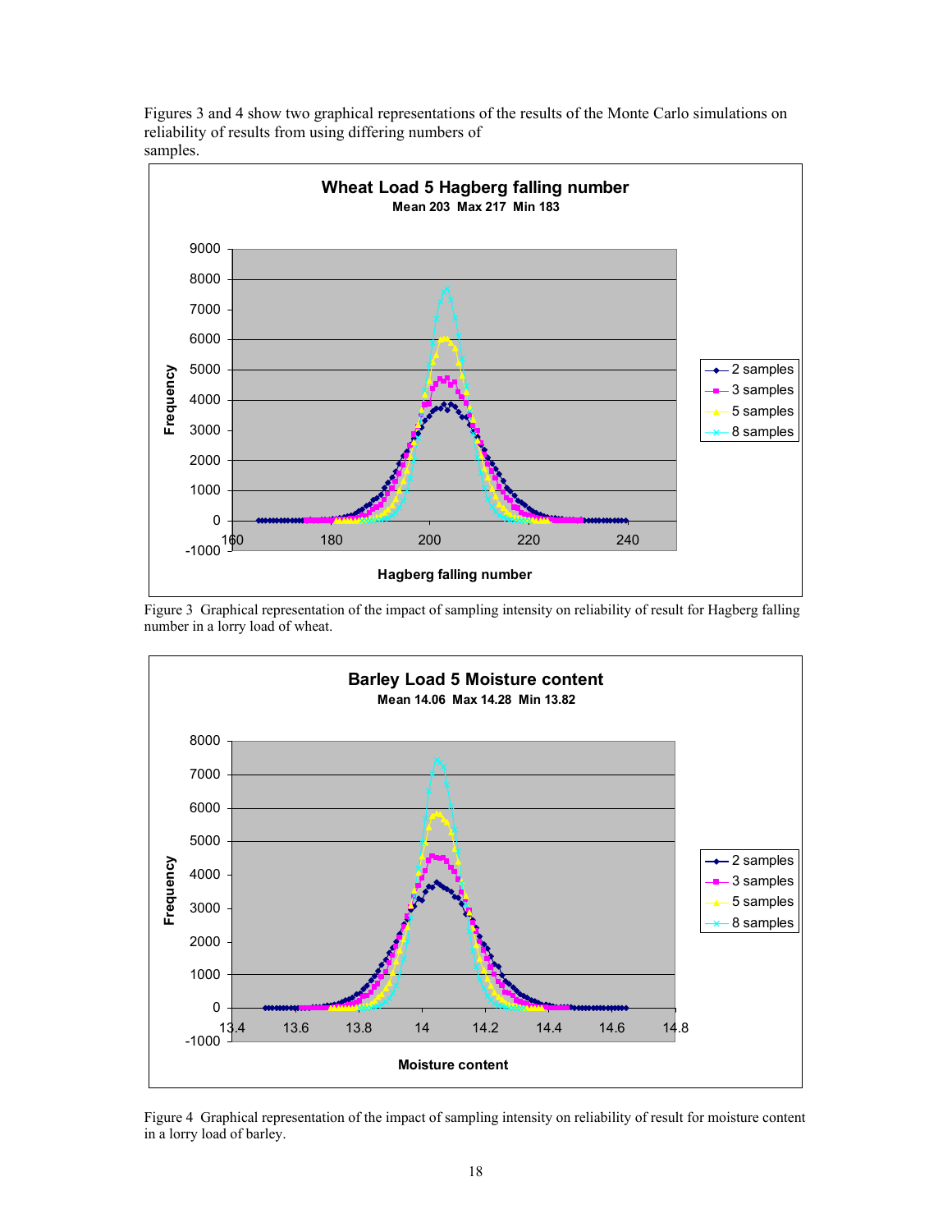Figures 3 and 4 show two graphical representations of the results of the Monte Carlo simulations on reliability of results from using differing numbers of samples.

**Wheat Load 5 Hagberg falling number**
**Mean 203 Max 217 Min 183**

Figure 3 Graphical representation of the impact of sampling intensity on reliability of result for Hagberg falling number in a lorry load of wheat.

**Barley Load 5 Moisture content**
**Mean 14.06 Max 14.28 Min 13.82**

Figure 4 Graphical representation of the impact of sampling intensity on reliability of result for moisture content in a lorry load of barley.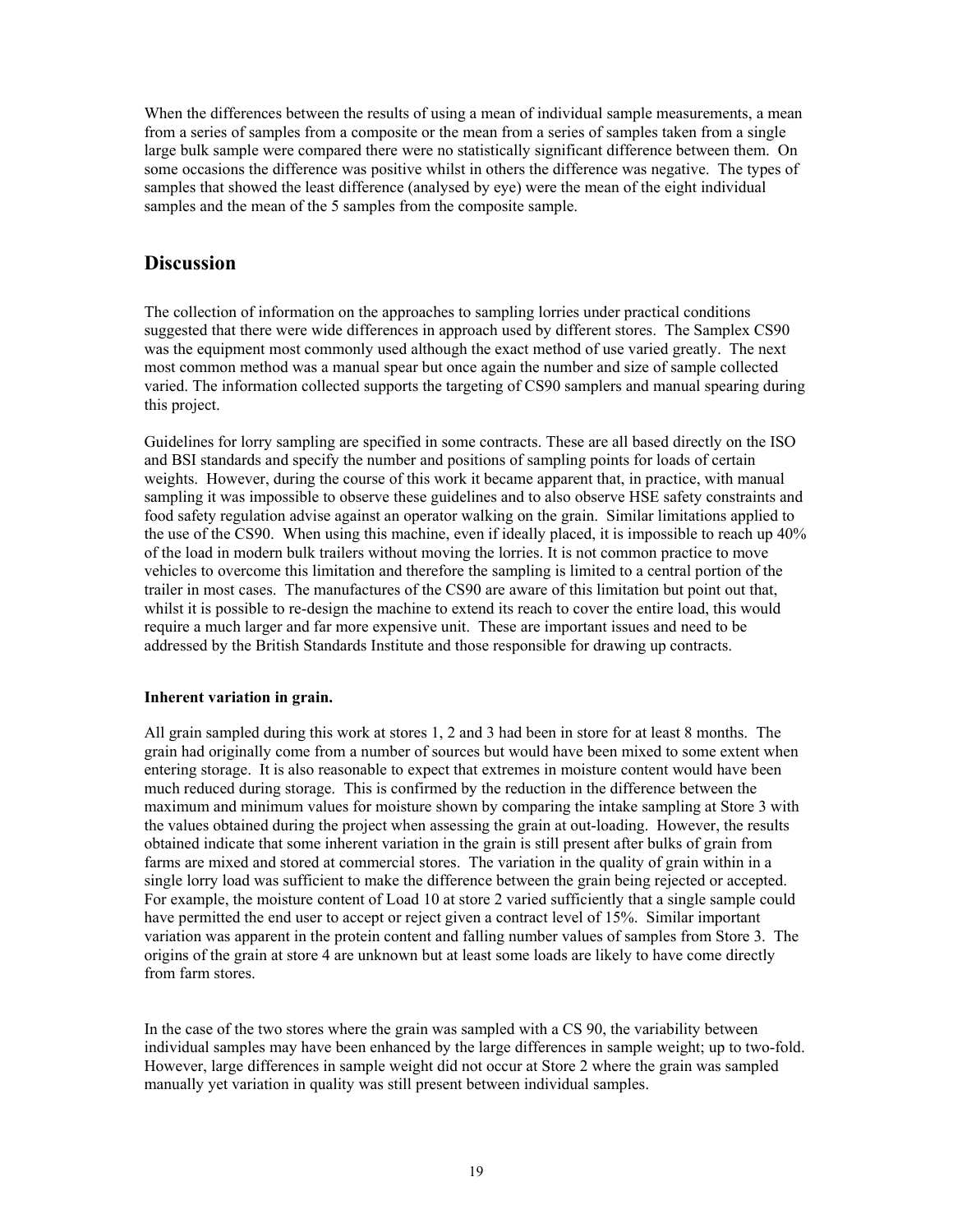When the differences between the results of using a mean of individual sample measurements, a mean from a series of samples from a composite or the mean from a series of samples taken from a single large bulk sample were compared there were no statistically significant difference between them. On some occasions the difference was positive whilst in others the difference was negative. The types of samples that showed the least difference (analysed by eye) were the mean of the eight individual samples and the mean of the 5 samples from the composite sample.

## Discussion

The collection of information on the approaches to sampling lorries under practical conditions suggested that there were wide differences in approach used by different stores. The Samplex CS90 was the equipment most commonly used although the exact method of use varied greatly. The next most common method was a manual spear but once again the number and size of sample collected varied. The information collected supports the targeting of CS90 samplers and manual spearing during this project.

Guidelines for lorry sampling are specified in some contracts. These are all based directly on the ISO and BSI standards and specify the number and positions of sampling points for loads of certain weights. However, during the course of this work it became apparent that, in practice, with manual sampling it was impossible to observe these guidelines and to also observe HSE safety constraints and food safety regulation advise against an operator walking on the grain. Similar limitations applied to the use of the CS90. When using this machine, even if ideally placed, it is impossible to reach up 40% of the load in modern bulk trailers without moving the lorries. It is not common practice to move vehicles to overcome this limitation and therefore the sampling is limited to a central portion of the trailer in most cases. The manufactures of the CS90 are aware of this limitation but point out that, whilst it is possible to re-design the machine to extend its reach to cover the entire load, this would require a much larger and far more expensive unit. These are important issues and need to be addressed by the British Standards Institute and those responsible for drawing up contracts.

### Inherent variation in grain.

All grain sampled during this work at stores 1, 2 and 3 had been in store for at least 8 months. The grain had originally come from a number of sources but would have been mixed to some extent when entering storage. It is also reasonable to expect that extremes in moisture content would have been much reduced during storage. This is confirmed by the reduction in the difference between the maximum and minimum values for moisture shown by comparing the intake sampling at Store 3 with the values obtained during the project when assessing the grain at out-loading. However, the results obtained indicate that some inherent variation in the grain is still present after bulks of grain from farms are mixed and stored at commercial stores. The variation in the quality of grain within in a single lorry load was sufficient to make the difference between the grain being rejected or accepted. For example, the moisture content of Load 10 at store 2 varied sufficiently that a single sample could have permitted the end user to accept or reject given a contract level of 15%. Similar important variation was apparent in the protein content and falling number values of samples from Store 3. The origins of the grain at store 4 are unknown but at least some loads are likely to have come directly from farm stores.

In the case of the two stores where the grain was sampled with a CS 90, the variability between individual samples may have been enhanced by the large differences in sample weight; up to two-fold. However, large differences in sample weight did not occur at Store 2 where the grain was sampled manually yet variation in quality was still present between individual samples.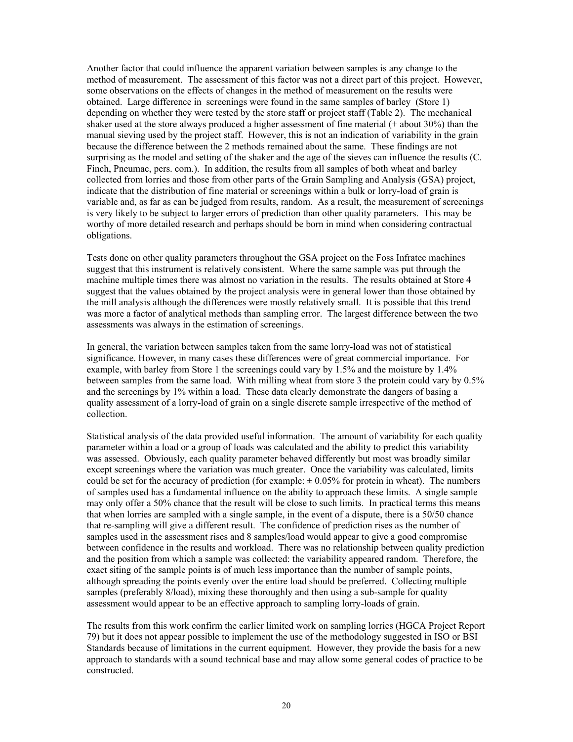Another factor that could influence the apparent variation between samples is any change to the method of measurement. The assessment of this factor was not a direct part of this project. However, some observations on the effects of changes in the method of measurement on the results were obtained. Large difference in screenings were found in the same samples of barley (Store 1) depending on whether they were tested by the store staff or project staff (Table 2). The mechanical shaker used at the store always produced a higher assessment of fine material (+ about 30%) than the manual sieving used by the project staff. However, this is not an indication of variability in the grain because the difference between the 2 methods remained about the same. These findings are not surprising as the model and setting of the shaker and the age of the sieves can influence the results (C. Finch, Pneumac, pers. com.). In addition, the results from all samples of both wheat and barley collected from lorries and those from other parts of the Grain Sampling and Analysis (GSA) project, indicate that the distribution of fine material or screenings within a bulk or lorry-load of grain is variable and, as far as can be judged from results, random. As a result, the measurement of screenings is very likely to be subject to larger errors of prediction than other quality parameters. This may be worthy of more detailed research and perhaps should be born in mind when considering contractual obligations.

Tests done on other quality parameters throughout the GSA project on the Foss Infratec machines suggest that this instrument is relatively consistent. Where the same sample was put through the machine multiple times there was almost no variation in the results. The results obtained at Store 4 suggest that the values obtained by the project analysis were in general lower than those obtained by the mill analysis although the differences were mostly relatively small. It is possible that this trend was more a factor of analytical methods than sampling error. The largest difference between the two assessments was always in the estimation of screenings.

In general, the variation between samples taken from the same lorry-load was not of statistical significance. However, in many cases these differences were of great commercial importance. For example, with barley from Store 1 the screenings could vary by 1.5% and the moisture by 1.4% between samples from the same load. With milling wheat from store 3 the protein could vary by 0.5% and the screenings by 1% within a load. These data clearly demonstrate the dangers of basing a quality assessment of a lorry-load of grain on a single discrete sample irrespective of the method of collection.

Statistical analysis of the data provided useful information. The amount of variability for each quality parameter within a load or a group of loads was calculated and the ability to predict this variability was assessed. Obviously, each quality parameter behaved differently but most was broadly similar except screenings where the variation was much greater. Once the variability was calculated, limits could be set for the accuracy of prediction (for example: ± 0.05% for protein in wheat). The numbers of samples used has a fundamental influence on the ability to approach these limits. A single sample may only offer a 50% chance that the result will be close to such limits. In practical terms this means that when lorries are sampled with a single sample, in the event of a dispute, there is a 50/50 chance that re-sampling will give a different result. The confidence of prediction rises as the number of samples used in the assessment rises and 8 samples/load would appear to give a good compromise between confidence in the results and workload. There was no relationship between quality prediction and the position from which a sample was collected: the variability appeared random. Therefore, the exact siting of the sample points is of much less importance than the number of sample points, although spreading the points evenly over the entire load should be preferred. Collecting multiple samples (preferably 8/load), mixing these thoroughly and then using a sub-sample for quality assessment would appear to be an effective approach to sampling lorry-loads of grain.

The results from this work confirm the earlier limited work on sampling lorries (HGCA Project Report 79) but it does not appear possible to implement the use of the methodology suggested in ISO or BSI Standards because of limitations in the current equipment. However, they provide the basis for a new approach to standards with a sound technical base and may allow some general codes of practice to be constructed.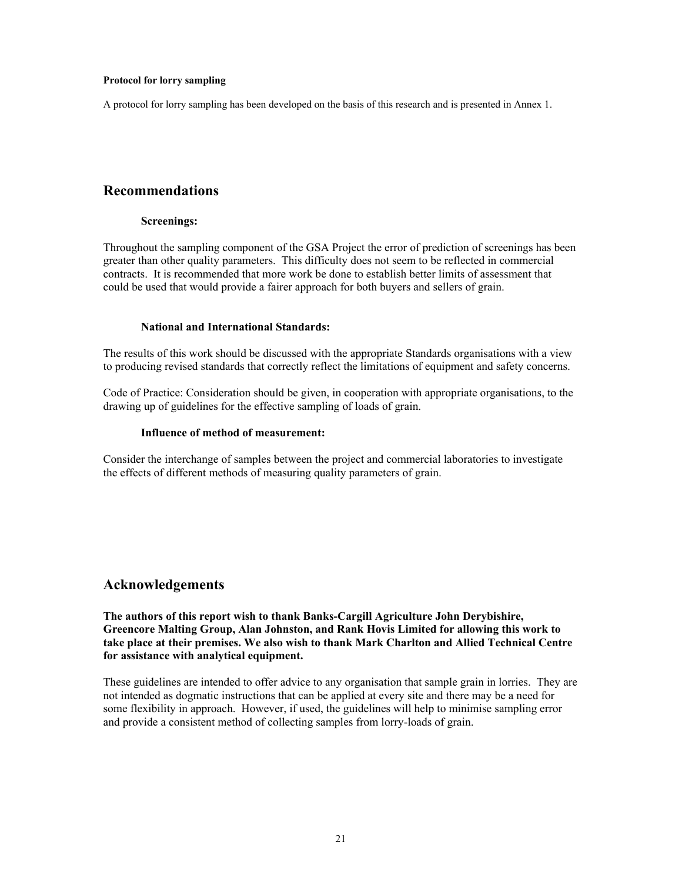**Protocol for lorry sampling**

A protocol for lorry sampling has been developed on the basis of this research and is presented in Annex 1.

## Recommendations

### Screenings:

Throughout the sampling component of the GSA Project the error of prediction of screenings has been greater than other quality parameters. This difficulty does not seem to be reflected in commercial contracts. It is recommended that more work be done to establish better limits of assessment that could be used that would provide a fairer approach for both buyers and sellers of grain.

### National and International Standards:

The results of this work should be discussed with the appropriate Standards organisations with a view to producing revised standards that correctly reflect the limitations of equipment and safety concerns.

Code of Practice: Consideration should be given, in cooperation with appropriate organisations, to the drawing up of guidelines for the effective sampling of loads of grain.

### Influence of method of measurement:

Consider the interchange of samples between the project and commercial laboratories to investigate the effects of different methods of measuring quality parameters of grain.

## Acknowledgements

**The authors of this report wish to thank Banks-Cargill Agriculture John Derybishire, Greencore Malting Group, Alan Johnston, and Rank Hovis Limited for allowing this work to take place at their premises. We also wish to thank Mark Charlton and Allied Technical Centre for assistance with analytical equipment.**

These guidelines are intended to offer advice to any organisation that sample grain in lorries. They are not intended as dogmatic instructions that can be applied at every site and there may be a need for some flexibility in approach. However, if used, the guidelines will help to minimise sampling error and provide a consistent method of collecting samples from lorry-loads of grain.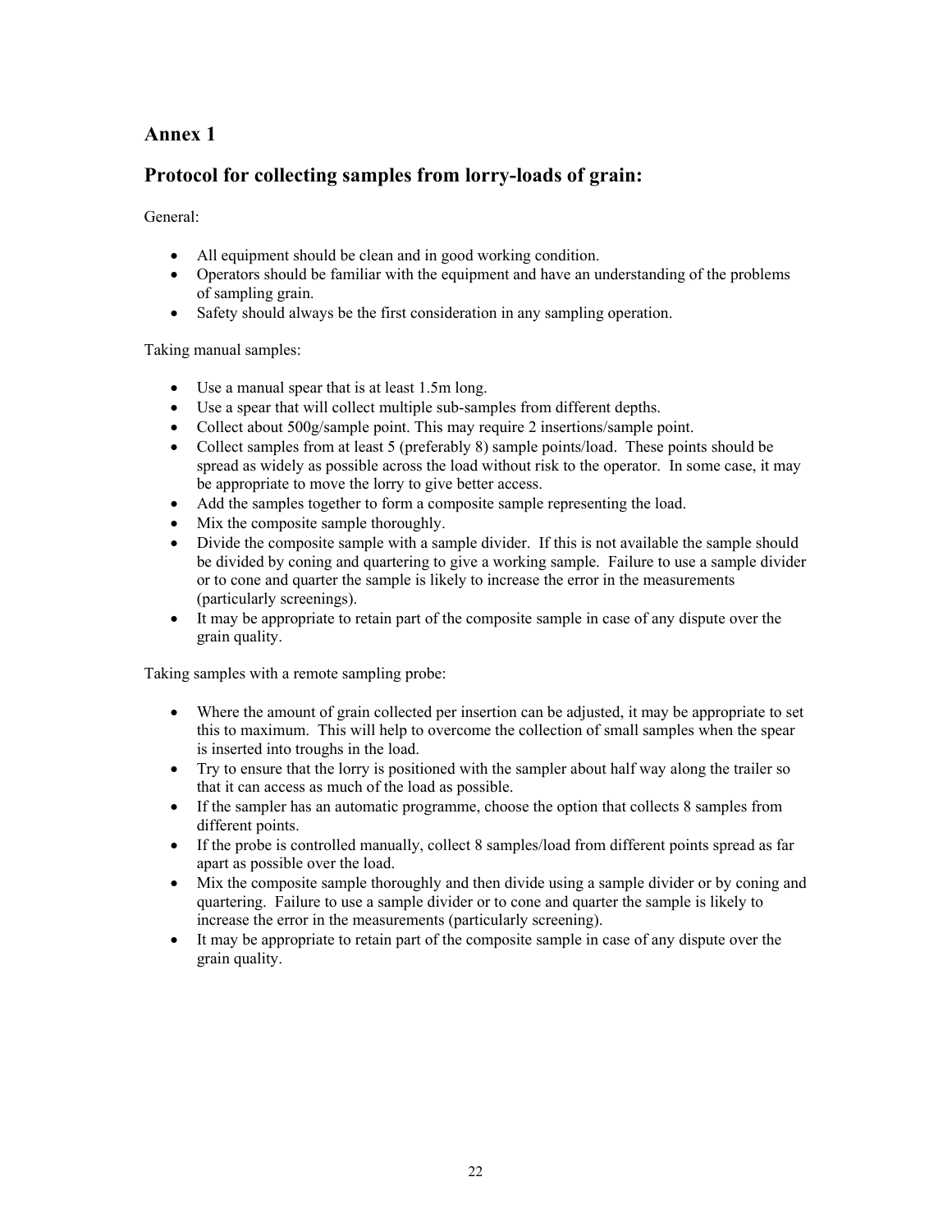## Annex 1

## Protocol for collecting samples from lorry-loads of grain:

General:

- All equipment should be clean and in good working condition.
- Operators should be familiar with the equipment and have an understanding of the problems of sampling grain.
- Safety should always be the first consideration in any sampling operation.

Taking manual samples:

- Use a manual spear that is at least 1.5m long.
- Use a spear that will collect multiple sub-samples from different depths.
- Collect about 500g/sample point. This may require 2 insertions/sample point.
- Collect samples from at least 5 (preferably 8) sample points/load. These points should be spread as widely as possible across the load without risk to the operator. In some case, it may be appropriate to move the lorry to give better access.
- Add the samples together to form a composite sample representing the load.
- Mix the composite sample thoroughly.
- Divide the composite sample with a sample divider. If this is not available the sample should be divided by coning and quartering to give a working sample. Failure to use a sample divider or to cone and quarter the sample is likely to increase the error in the measurements (particularly screenings).
- It may be appropriate to retain part of the composite sample in case of any dispute over the grain quality.

Taking samples with a remote sampling probe:

- Where the amount of grain collected per insertion can be adjusted, it may be appropriate to set this to maximum. This will help to overcome the collection of small samples when the spear is inserted into troughs in the load.
- Try to ensure that the lorry is positioned with the sampler about half way along the trailer so that it can access as much of the load as possible.
- If the sampler has an automatic programme, choose the option that collects 8 samples from different points.
- If the probe is controlled manually, collect 8 samples/load from different points spread as far apart as possible over the load.
- Mix the composite sample thoroughly and then divide using a sample divider or by coning and quartering. Failure to use a sample divider or to cone and quarter the sample is likely to increase the error in the measurements (particularly screening).
- It may be appropriate to retain part of the composite sample in case of any dispute over the grain quality.